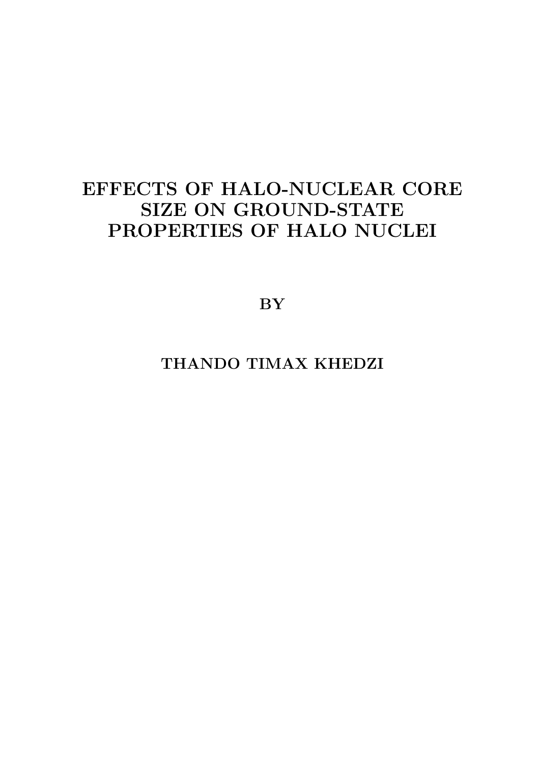# EFFECTS OF HALO-NUCLEAR CORE SIZE ON GROUND-STATE PROPERTIES OF HALO NUCLEI

BY

THANDO TIMAX KHEDZI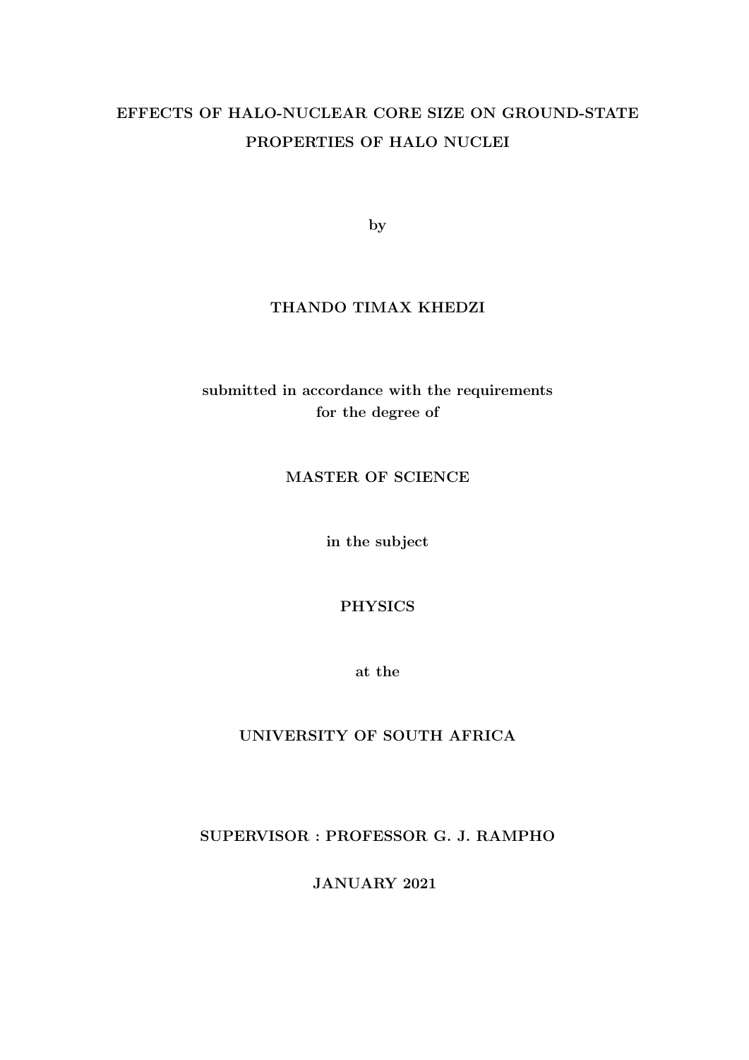**EFFECTS OF HALO-NUCLEAR CORE SIZE ON GROUND-STATE PROPERTIES OF HALO NUCLEI**

by

**THANDO TIMAX KHEDZI**

submitted in accordance with the requirements for the degree of

**MASTER OF SCIENCE**

in the subject

**PHYSICS**

at the

**UNIVERSITY OF SOUTH AFRICA**

**SUPERVISOR : PROFESSOR G. J. RAMPHO**

**JANUARY 2021**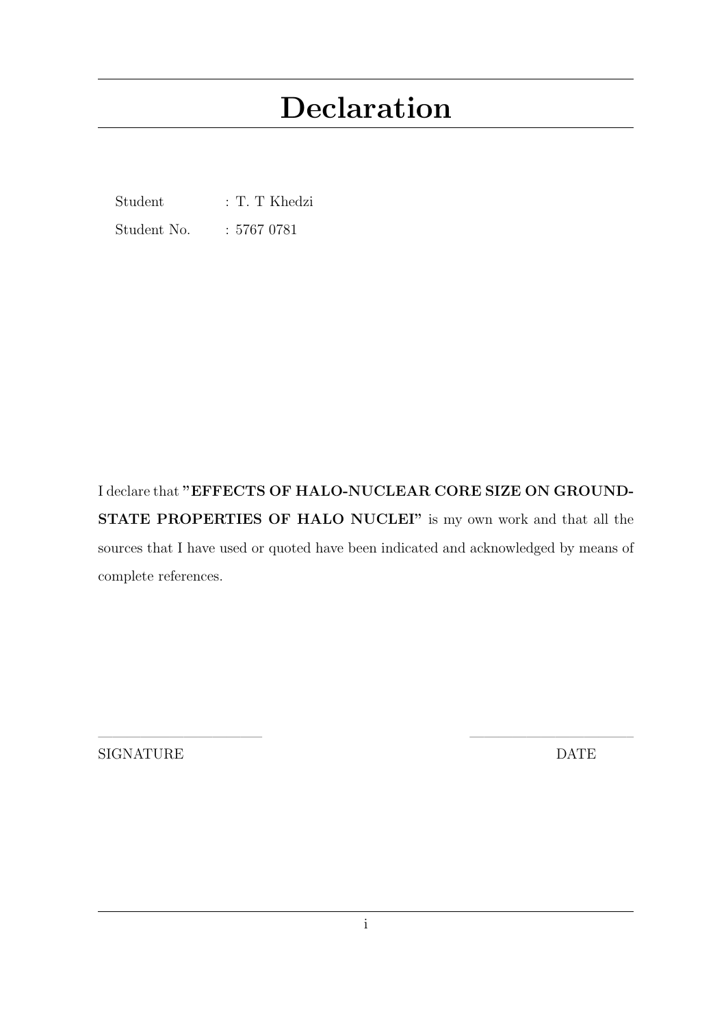# Declaration

Student : T. T Khedzi

Student No. : 5767 0781

I declare that **"EFFECTS OF HALO-NUCLEAR CORE SIZE ON GROUND-STATE PROPERTIES OF HALO NUCLEI"** is my own work and that all the sources that I have used or quoted have been indicated and acknowledged by means of complete references.

\_\_\_\_\_\_\_\_\_\_\_\_\_\_\_\_\_\_\_\_ \_\_\_\_\_\_\_\_\_\_\_\_\_\_\_\_\_\_\_\_

SIGNATURE DATE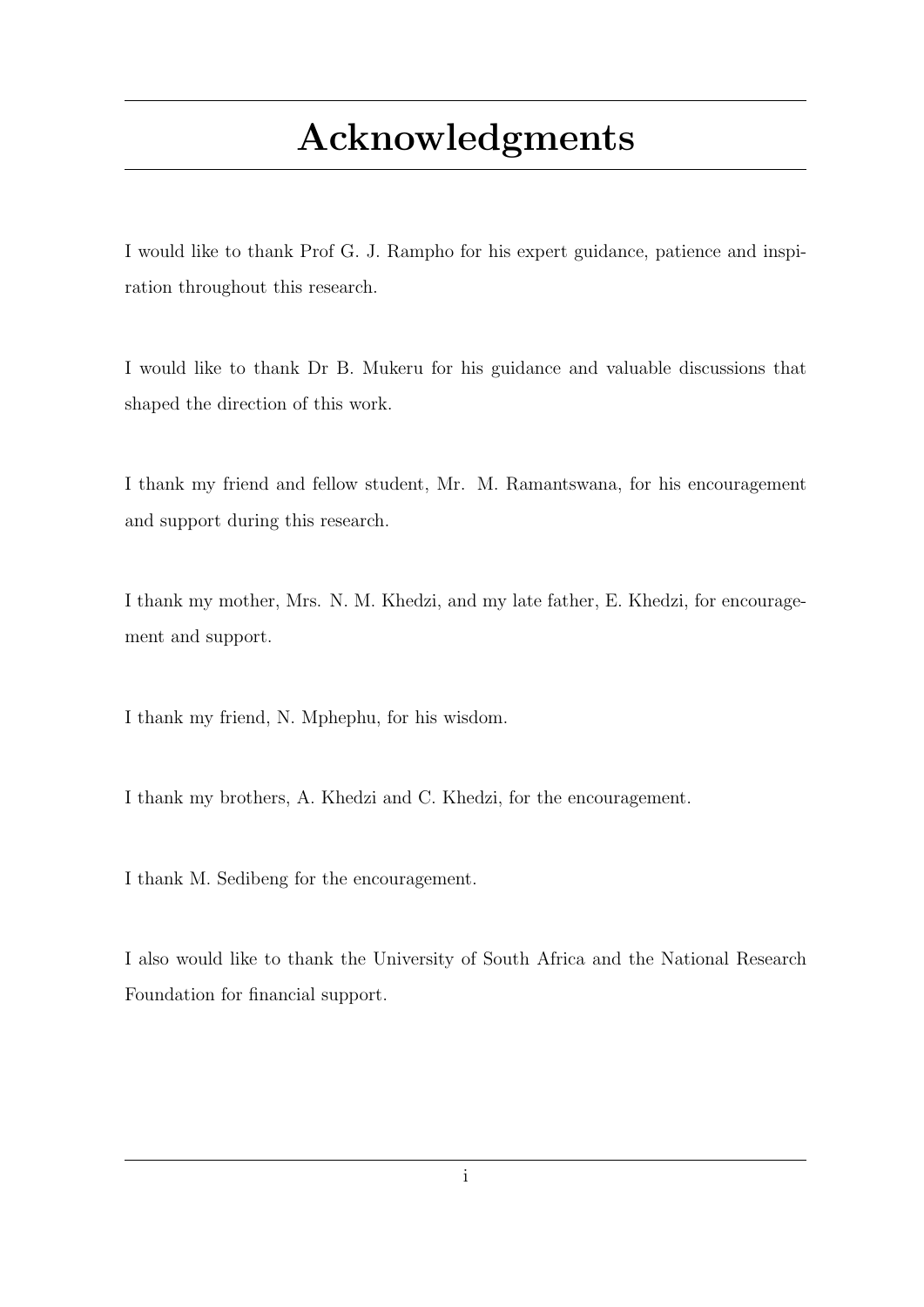# Acknowledgments

I would like to thank Prof G. J. Rampho for his expert guidance, patience and inspiration throughout this research.

I would like to thank Dr B. Mukeru for his guidance and valuable discussions that shaped the direction of this work.

I thank my friend and fellow student, Mr. M. Ramantswana, for his encouragement and support during this research.

I thank my mother, Mrs. N. M. Khedzi, and my late father, E. Khedzi, for encouragement and support.

I thank my friend, N. Mphephu, for his wisdom.

I thank my brothers, A. Khedzi and C. Khedzi, for the encouragement.

I thank M. Sedibeng for the encouragement.

I also would like to thank the University of South Africa and the National Research Foundation for financial support.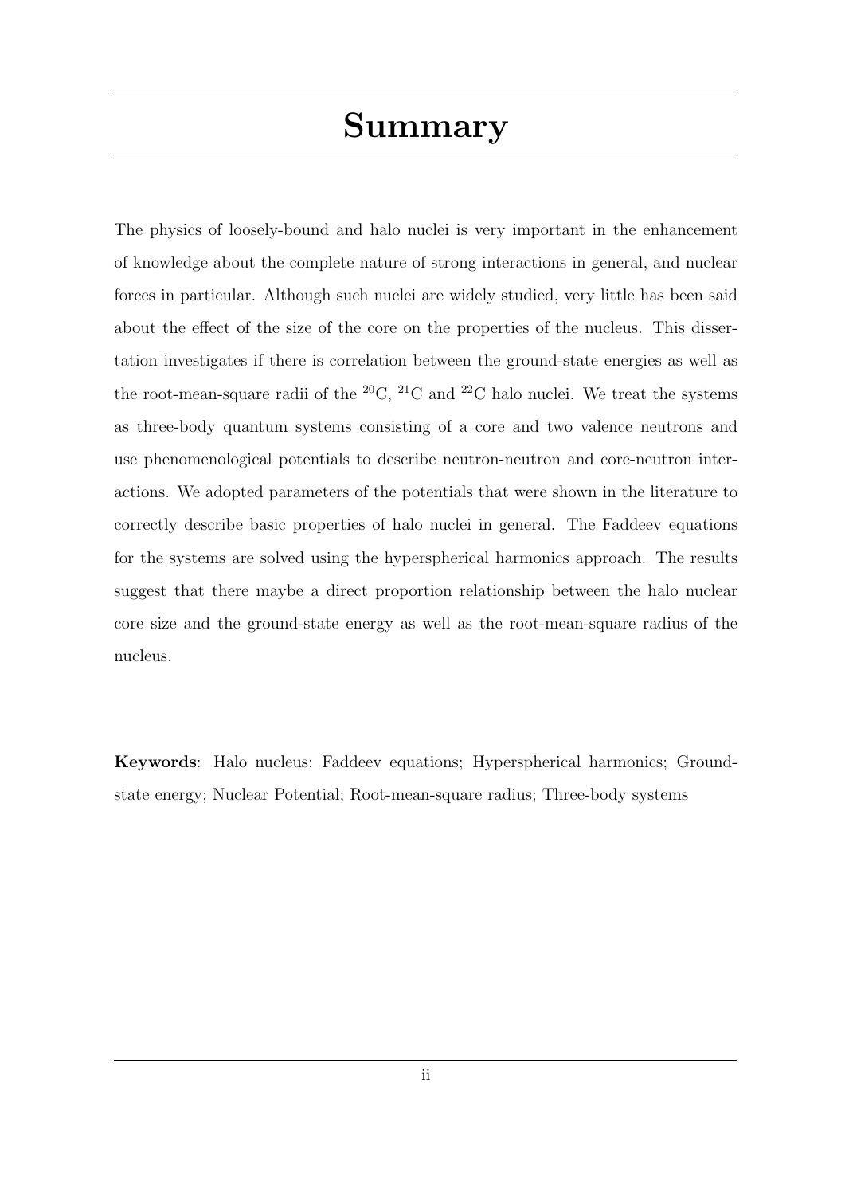# Summary

The physics of loosely-bound and halo nuclei is very important in the enhancement of knowledge about the complete nature of strong interactions in general, and nuclear forces in particular. Although such nuclei are widely studied, very little has been said about the effect of the size of the core on the properties of the nucleus. This dissertation investigates if there is correlation between the ground-state energies as well as the root-mean-square radii of the $^{20}$C, $^{21}$C and $^{22}$C halo nuclei. We treat the systems as three-body quantum systems consisting of a core and two valence neutrons and use phenomenological potentials to describe neutron-neutron and core-neutron interactions. We adopted parameters of the potentials that were shown in the literature to correctly describe basic properties of halo nuclei in general. The Faddeev equations for the systems are solved using the hyperspherical harmonics approach. The results suggest that there maybe a direct proportion relationship between the halo nuclear core size and the ground-state energy as well as the root-mean-square radius of the nucleus.

**Keywords**: Halo nucleus; Faddeev equations; Hyperspherical harmonics; Ground-state energy; Nuclear Potential; Root-mean-square radius; Three-body systems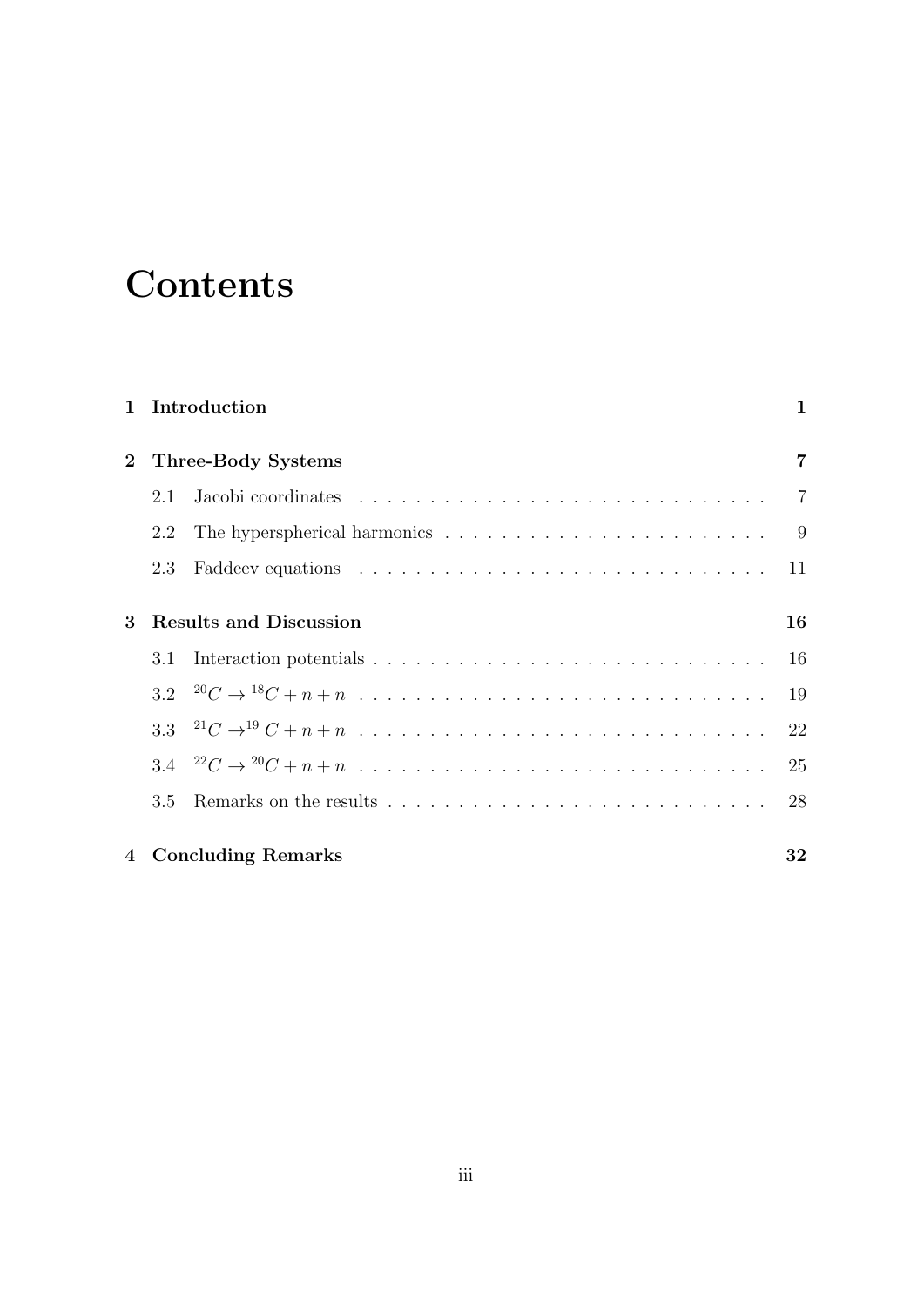# Contents

| | | |
|---|---|---|
| **1** | **Introduction** | **1** |
| **2** | **Three-Body Systems** | **7** |
| 2.1 | Jacobi coordinates | 7 |
| 2.2 | The hyperspherical harmonics | 9 |
| 2.3 | Faddeev equations | 11 |
| **3** | **Results and Discussion** | **16** |
| 3.1 | Interaction potentials | 16 |
| 3.2 | $^{20}C \rightarrow {}^{18}C + n + n$ | 19 |
| 3.3 | $^{21}C \rightarrow^{19} C + n + n$ | 22 |
| 3.4 | $^{22}C \rightarrow {}^{20}C + n + n$ | 25 |
| 3.5 | Remarks on the results | 28 |
| **4** | **Concluding Remarks** | **32** |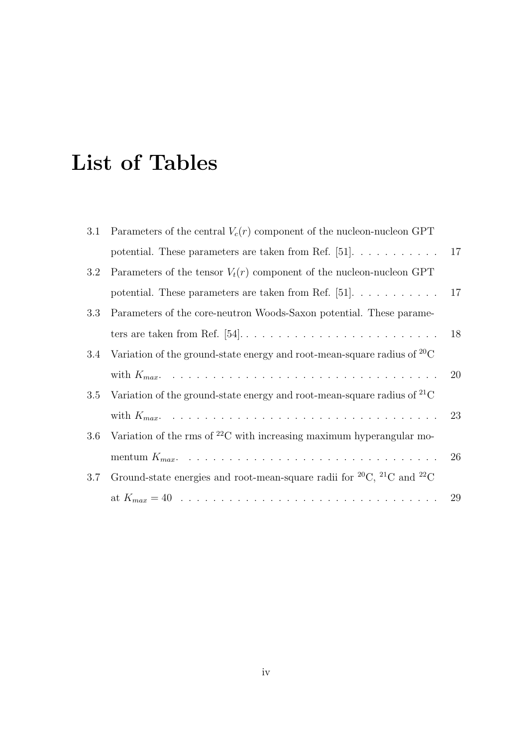# List of Tables

3.1 Parameters of the central $V_c(r)$ component of the nucleon-nucleon GPT potential. These parameters are taken from Ref. [51]. . . . . . . . . . . 17

3.2 Parameters of the tensor $V_t(r)$ component of the nucleon-nucleon GPT potential. These parameters are taken from Ref. [51]. . . . . . . . . . . 17

3.3 Parameters of the core-neutron Woods-Saxon potential. These parameters are taken from Ref. [54]. . . . . . . . . . . . . . . . . . . . . . . . . 18

3.4 Variation of the ground-state energy and root-mean-square radius of $^{20}$C with $K_{max}$. . . . . . . . . . . . . . . . . . . . . . . . . . . . . . . . . 20

3.5 Variation of the ground-state energy and root-mean-square radius of $^{21}$C with $K_{max}$. . . . . . . . . . . . . . . . . . . . . . . . . . . . . . . . . 23

3.6 Variation of the rms of $^{22}$C with increasing maximum hyperangular momentum $K_{max}$. . . . . . . . . . . . . . . . . . . . . . . . . . . . . . . . 26

3.7 Ground-state energies and root-mean-square radii for $^{20}$C, $^{21}$C and $^{22}$C at $K_{max} = 40$ . . . . . . . . . . . . . . . . . . . . . . . . . . . . . . . 29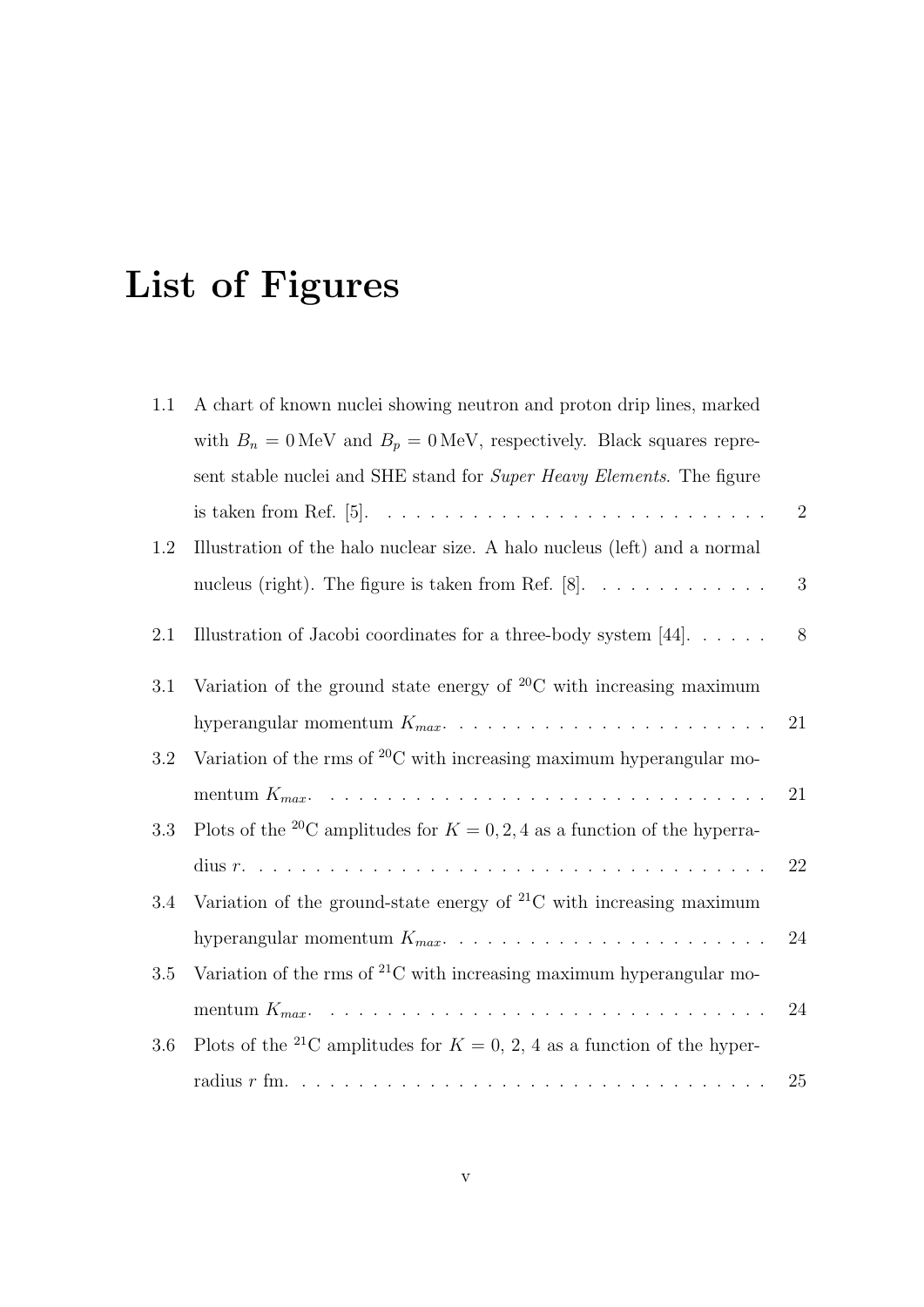# List of Figures

1.1 A chart of known nuclei showing neutron and proton drip lines, marked with $B_n = 0\,\mathrm{MeV}$ and $B_p = 0\,\mathrm{MeV}$, respectively. Black squares represent stable nuclei and SHE stand for *Super Heavy Elements*. The figure is taken from Ref. [5]. . . . . . . . . . . . . . . . . . . . . . . . . . . . 2

1.2 Illustration of the halo nuclear size. A halo nucleus (left) and a normal nucleus (right). The figure is taken from Ref. [8]. . . . . . . . . . . . . 3

2.1 Illustration of Jacobi coordinates for a three-body system [44]. . . . . . 8

3.1 Variation of the ground state energy of $^{20}$C with increasing maximum hyperangular momentum $K_{max}$. . . . . . . . . . . . . . . . . . . . . . . 21

3.2 Variation of the rms of $^{20}$C with increasing maximum hyperangular momentum $K_{max}$. . . . . . . . . . . . . . . . . . . . . . . . . . . . . . . . 21

3.3 Plots of the $^{20}$C amplitudes for $K = 0, 2, 4$ as a function of the hyperradius $r$. . . . . . . . . . . . . . . . . . . . . . . . . . . . . . . . . . . . . 22

3.4 Variation of the ground-state energy of $^{21}$C with increasing maximum hyperangular momentum $K_{max}$. . . . . . . . . . . . . . . . . . . . . . . 24

3.5 Variation of the rms of $^{21}$C with increasing maximum hyperangular momentum $K_{max}$. . . . . . . . . . . . . . . . . . . . . . . . . . . . . . . . 24

3.6 Plots of the $^{21}$C amplitudes for $K = 0,\ 2,\ 4$ as a function of the hyperradius $r$ fm. . . . . . . . . . . . . . . . . . . . . . . . . . . . . . . . . . . 25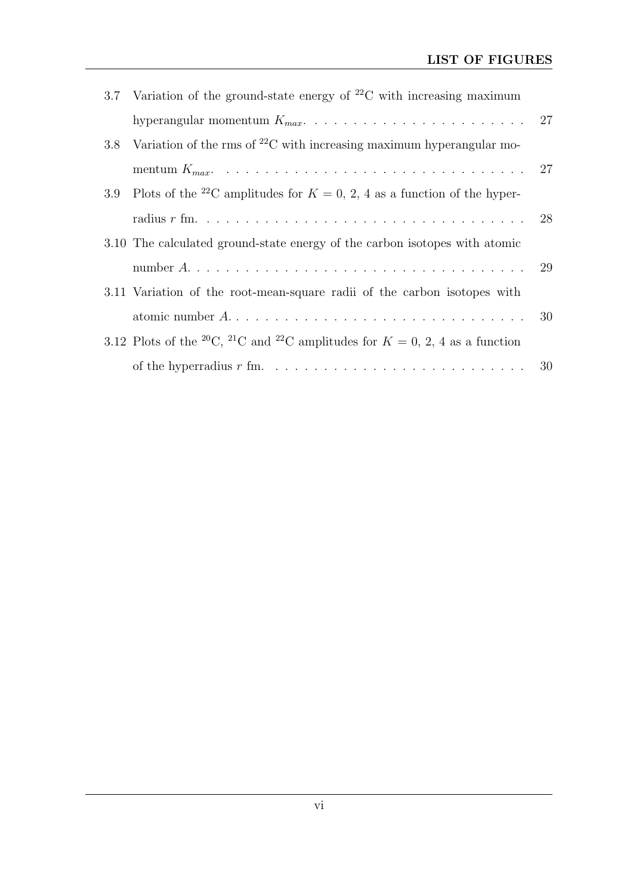3.7 Variation of the ground-state energy of $^{22}$C with increasing maximum hyperangular momentum $K_{max}$. . . . . . . . . . . . . . . . . . . . . . . 27

3.8 Variation of the rms of $^{22}$C with increasing maximum hyperangular momentum $K_{max}$. . . . . . . . . . . . . . . . . . . . . . . . . . . . . . . 27

3.9 Plots of the $^{22}$C amplitudes for $K = 0$, 2, 4 as a function of the hyperradius $r$ fm. . . . . . . . . . . . . . . . . . . . . . . . . . . . . . . . . . 28

3.10 The calculated ground-state energy of the carbon isotopes with atomic number $A$. . . . . . . . . . . . . . . . . . . . . . . . . . . . . . . . . . . 29

3.11 Variation of the root-mean-square radii of the carbon isotopes with atomic number $A$. . . . . . . . . . . . . . . . . . . . . . . . . . . . . . . . 30

3.12 Plots of the $^{20}$C, $^{21}$C and $^{22}$C amplitudes for $K = 0$, 2, 4 as a function of the hyperradius $r$ fm. . . . . . . . . . . . . . . . . . . . . . . . . . 30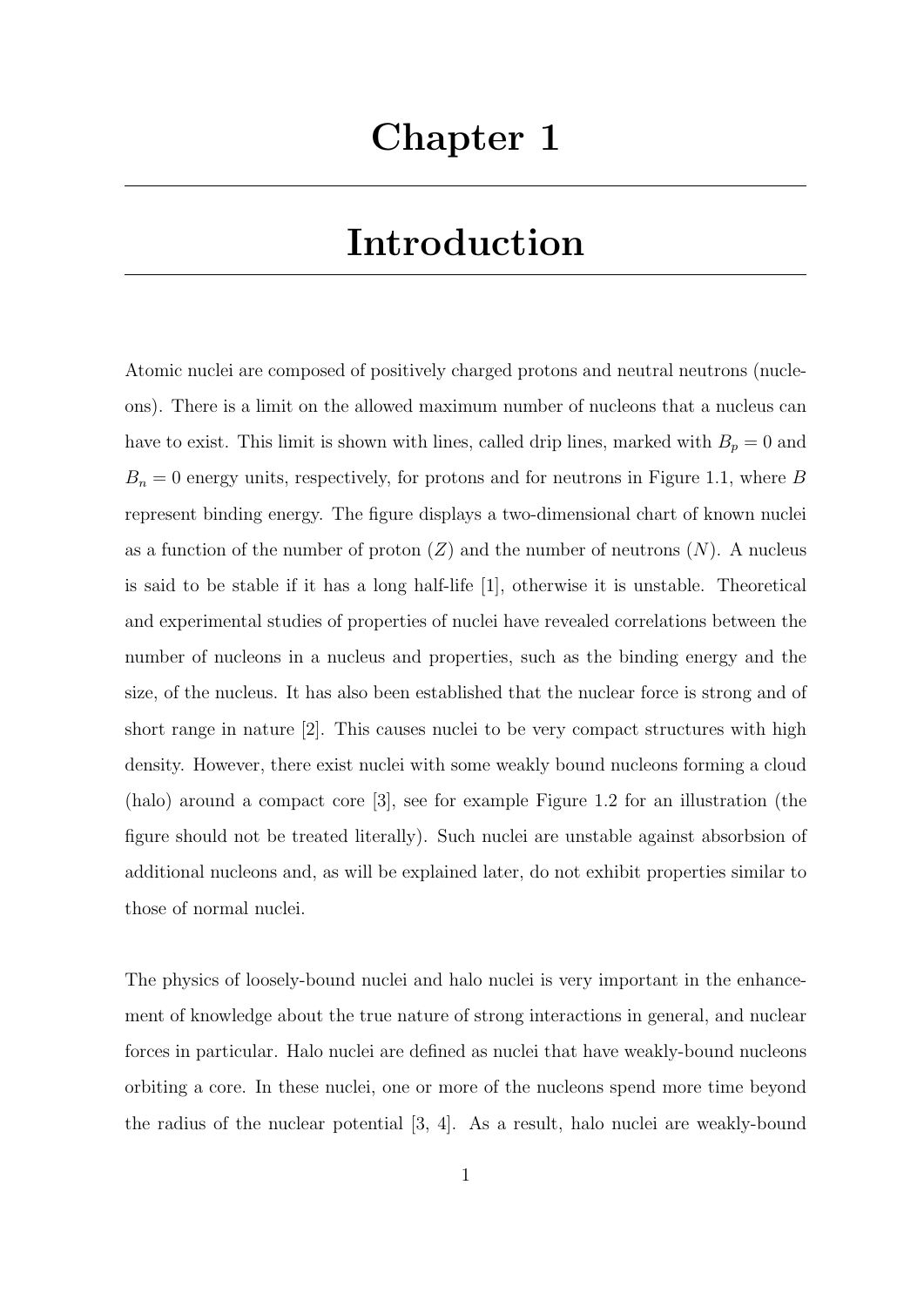# Chapter 1

# Introduction

Atomic nuclei are composed of positively charged protons and neutral neutrons (nucleons). There is a limit on the allowed maximum number of nucleons that a nucleus can have to exist. This limit is shown with lines, called drip lines, marked with $B_p = 0$ and $B_n = 0$ energy units, respectively, for protons and for neutrons in Figure 1.1, where $B$ represent binding energy. The figure displays a two-dimensional chart of known nuclei as a function of the number of proton ($Z$) and the number of neutrons ($N$). A nucleus is said to be stable if it has a long half-life [1], otherwise it is unstable. Theoretical and experimental studies of properties of nuclei have revealed correlations between the number of nucleons in a nucleus and properties, such as the binding energy and the size, of the nucleus. It has also been established that the nuclear force is strong and of short range in nature [2]. This causes nuclei to be very compact structures with high density. However, there exist nuclei with some weakly bound nucleons forming a cloud (halo) around a compact core [3], see for example Figure 1.2 for an illustration (the figure should not be treated literally). Such nuclei are unstable against absorbsion of additional nucleons and, as will be explained later, do not exhibit properties similar to those of normal nuclei.

The physics of loosely-bound nuclei and halo nuclei is very important in the enhancement of knowledge about the true nature of strong interactions in general, and nuclear forces in particular. Halo nuclei are defined as nuclei that have weakly-bound nucleons orbiting a core. In these nuclei, one or more of the nucleons spend more time beyond the radius of the nuclear potential [3, 4]. As a result, halo nuclei are weakly-bound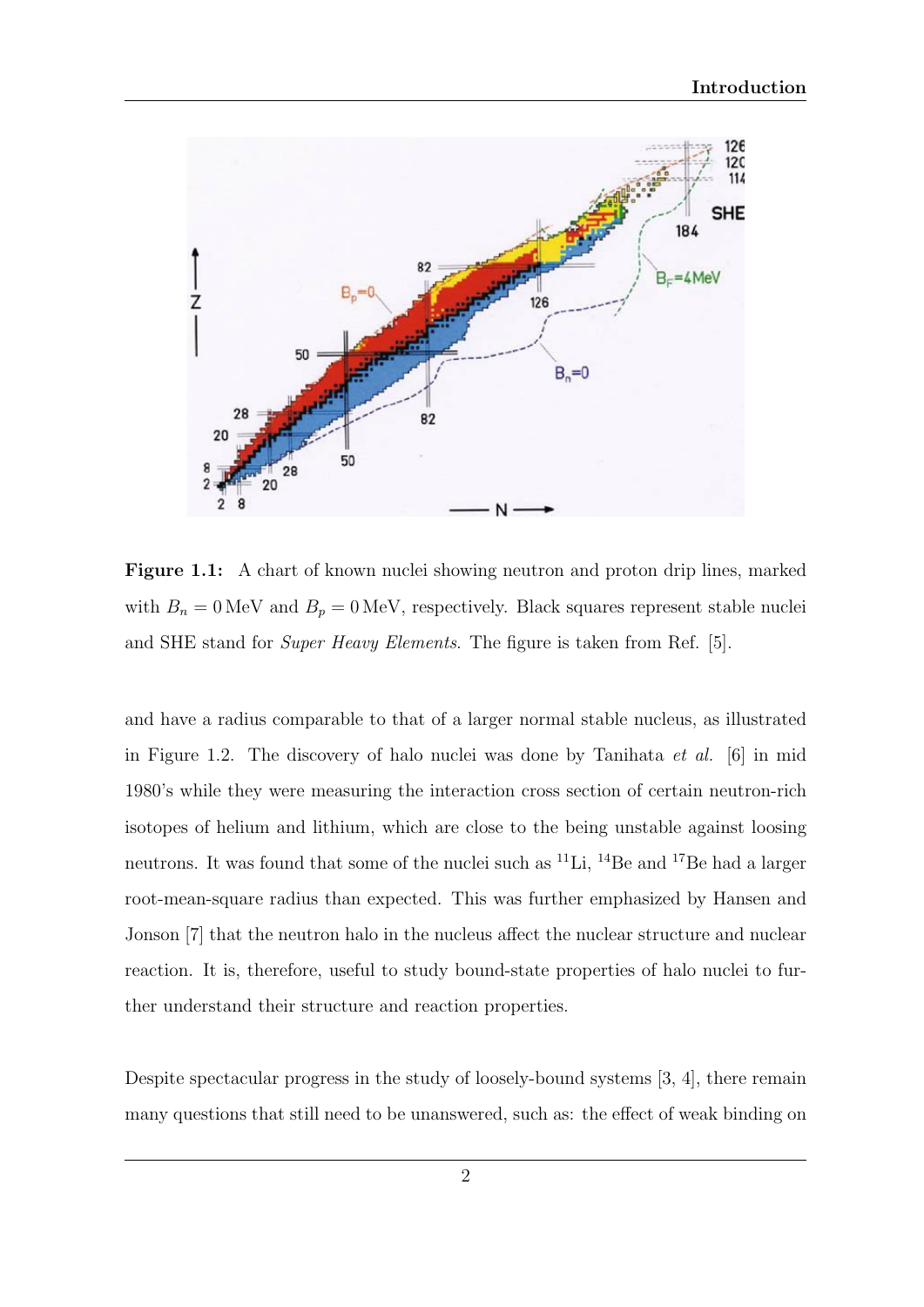**Figure 1.1:** A chart of known nuclei showing neutron and proton drip lines, marked with $B_n = 0\,\text{MeV}$ and $B_p = 0\,\text{MeV}$, respectively. Black squares represent stable nuclei and SHE stand for *Super Heavy Elements*. The figure is taken from Ref. [5].

and have a radius comparable to that of a larger normal stable nucleus, as illustrated in Figure 1.2. The discovery of halo nuclei was done by Tanihata *et al.* [6] in mid 1980's while they were measuring the interaction cross section of certain neutron-rich isotopes of helium and lithium, which are close to the being unstable against loosing neutrons. It was found that some of the nuclei such as $^{11}$Li, $^{14}$Be and $^{17}$Be had a larger root-mean-square radius than expected. This was further emphasized by Hansen and Jonson [7] that the neutron halo in the nucleus affect the nuclear structure and nuclear reaction. It is, therefore, useful to study bound-state properties of halo nuclei to further understand their structure and reaction properties.

Despite spectacular progress in the study of loosely-bound systems [3, 4], there remain many questions that still need to be unanswered, such as: the effect of weak binding on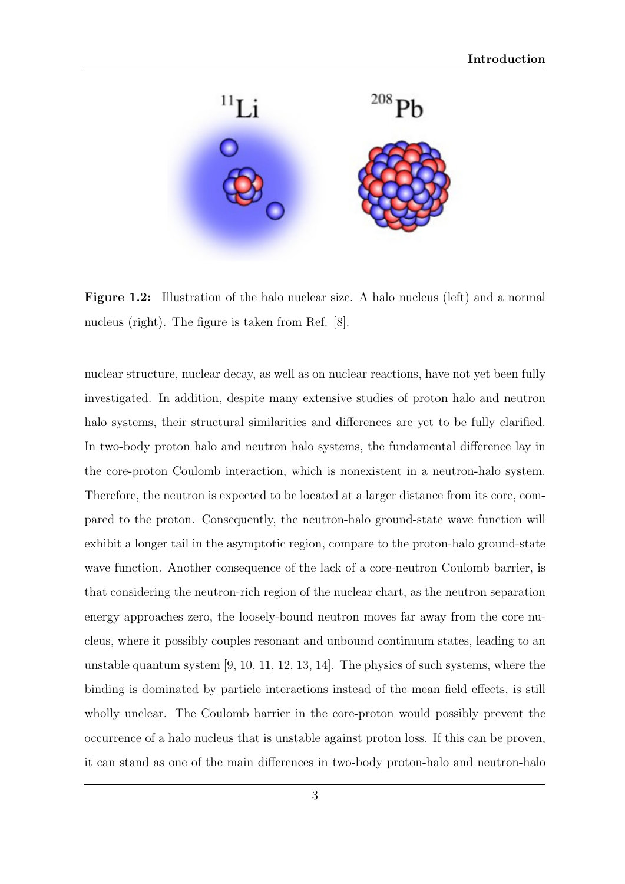**Figure 1.2:** Illustration of the halo nuclear size. A halo nucleus (left) and a normal nucleus (right). The figure is taken from Ref. [8].

nuclear structure, nuclear decay, as well as on nuclear reactions, have not yet been fully investigated. In addition, despite many extensive studies of proton halo and neutron halo systems, their structural similarities and differences are yet to be fully clarified. In two-body proton halo and neutron halo systems, the fundamental difference lay in the core-proton Coulomb interaction, which is nonexistent in a neutron-halo system. Therefore, the neutron is expected to be located at a larger distance from its core, compared to the proton. Consequently, the neutron-halo ground-state wave function will exhibit a longer tail in the asymptotic region, compare to the proton-halo ground-state wave function. Another consequence of the lack of a core-neutron Coulomb barrier, is that considering the neutron-rich region of the nuclear chart, as the neutron separation energy approaches zero, the loosely-bound neutron moves far away from the core nucleus, where it possibly couples resonant and unbound continuum states, leading to an unstable quantum system [9, 10, 11, 12, 13, 14]. The physics of such systems, where the binding is dominated by particle interactions instead of the mean field effects, is still wholly unclear. The Coulomb barrier in the core-proton would possibly prevent the occurrence of a halo nucleus that is unstable against proton loss. If this can be proven, it can stand as one of the main differences in two-body proton-halo and neutron-halo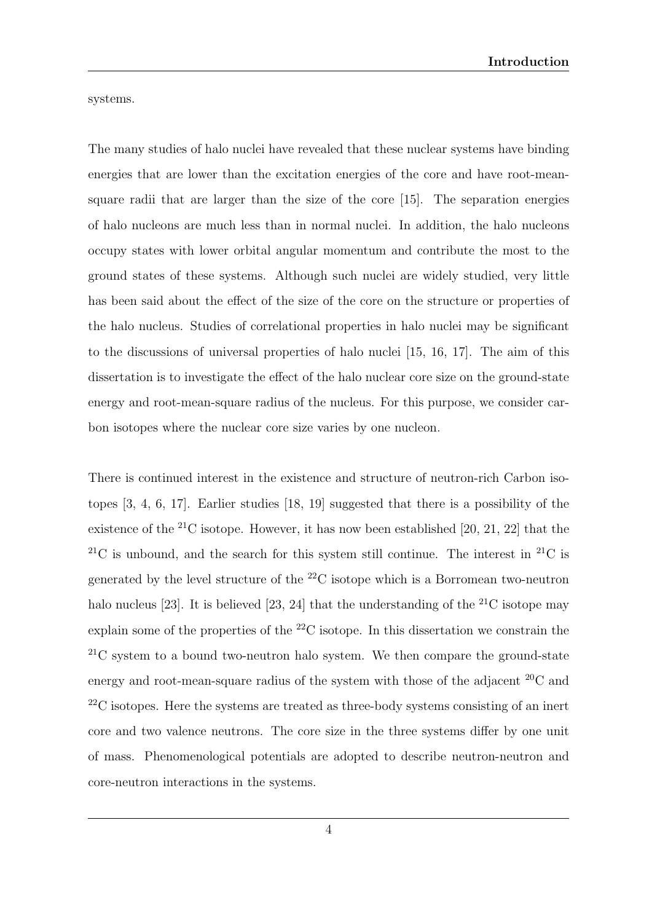systems.

The many studies of halo nuclei have revealed that these nuclear systems have binding energies that are lower than the excitation energies of the core and have root-mean-square radii that are larger than the size of the core [15]. The separation energies of halo nucleons are much less than in normal nuclei. In addition, the halo nucleons occupy states with lower orbital angular momentum and contribute the most to the ground states of these systems. Although such nuclei are widely studied, very little has been said about the effect of the size of the core on the structure or properties of the halo nucleus. Studies of correlational properties in halo nuclei may be significant to the discussions of universal properties of halo nuclei [15, 16, 17]. The aim of this dissertation is to investigate the effect of the halo nuclear core size on the ground-state energy and root-mean-square radius of the nucleus. For this purpose, we consider carbon isotopes where the nuclear core size varies by one nucleon.

There is continued interest in the existence and structure of neutron-rich Carbon isotopes [3, 4, 6, 17]. Earlier studies [18, 19] suggested that there is a possibility of the existence of the $^{21}$C isotope. However, it has now been established [20, 21, 22] that the $^{21}$C is unbound, and the search for this system still continue. The interest in $^{21}$C is generated by the level structure of the $^{22}$C isotope which is a Borromean two-neutron halo nucleus [23]. It is believed [23, 24] that the understanding of the $^{21}$C isotope may explain some of the properties of the $^{22}$C isotope. In this dissertation we constrain the $^{21}$C system to a bound two-neutron halo system. We then compare the ground-state energy and root-mean-square radius of the system with those of the adjacent $^{20}$C and $^{22}$C isotopes. Here the systems are treated as three-body systems consisting of an inert core and two valence neutrons. The core size in the three systems differ by one unit of mass. Phenomenological potentials are adopted to describe neutron-neutron and core-neutron interactions in the systems.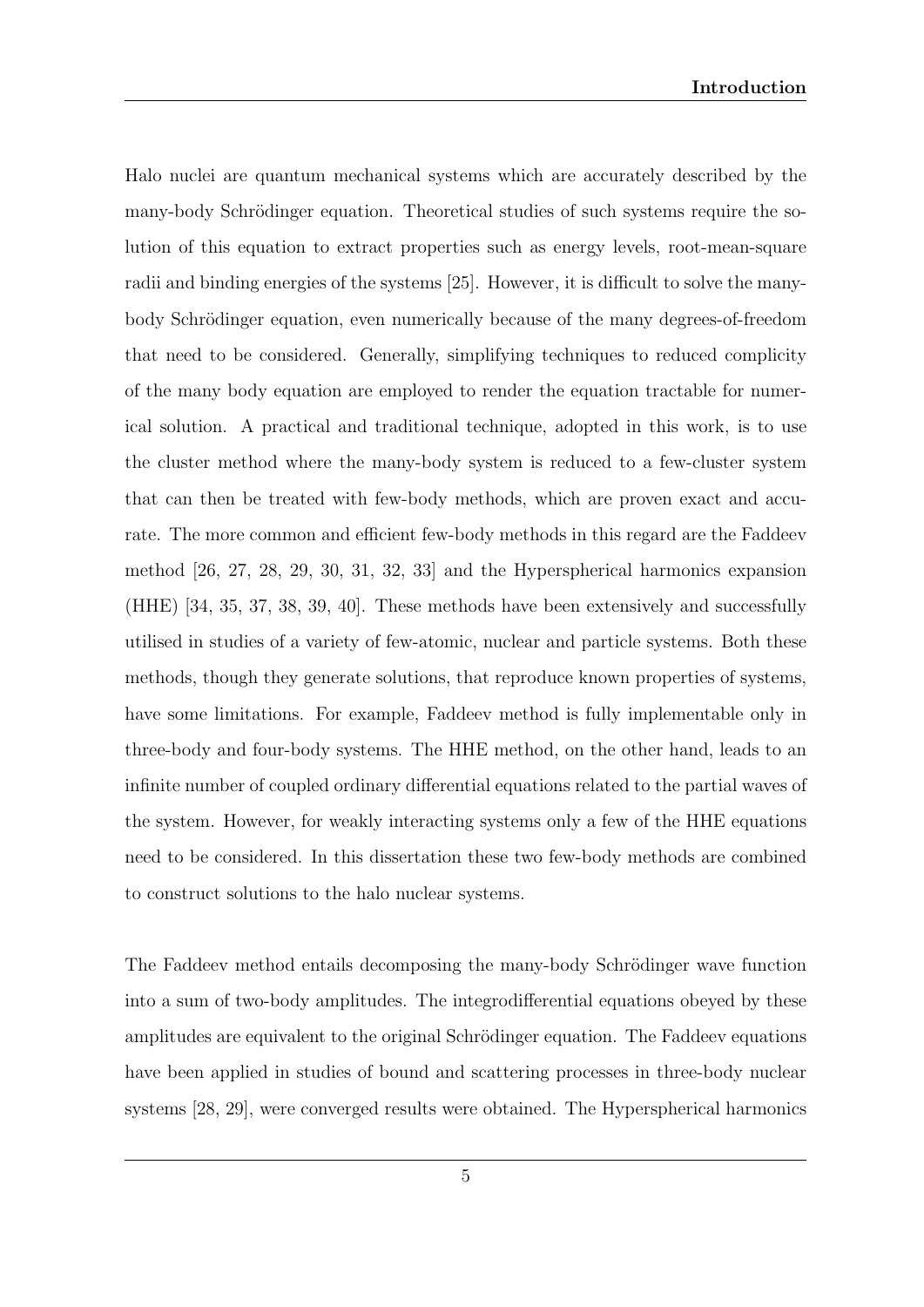Halo nuclei are quantum mechanical systems which are accurately described by the many-body Schrödinger equation. Theoretical studies of such systems require the solution of this equation to extract properties such as energy levels, root-mean-square radii and binding energies of the systems [25]. However, it is difficult to solve the many-body Schrödinger equation, even numerically because of the many degrees-of-freedom that need to be considered. Generally, simplifying techniques to reduced complicity of the many body equation are employed to render the equation tractable for numerical solution. A practical and traditional technique, adopted in this work, is to use the cluster method where the many-body system is reduced to a few-cluster system that can then be treated with few-body methods, which are proven exact and accurate. The more common and efficient few-body methods in this regard are the Faddeev method [26, 27, 28, 29, 30, 31, 32, 33] and the Hyperspherical harmonics expansion (HHE) [34, 35, 37, 38, 39, 40]. These methods have been extensively and successfully utilised in studies of a variety of few-atomic, nuclear and particle systems. Both these methods, though they generate solutions, that reproduce known properties of systems, have some limitations. For example, Faddeev method is fully implementable only in three-body and four-body systems. The HHE method, on the other hand, leads to an infinite number of coupled ordinary differential equations related to the partial waves of the system. However, for weakly interacting systems only a few of the HHE equations need to be considered. In this dissertation these two few-body methods are combined to construct solutions to the halo nuclear systems.

The Faddeev method entails decomposing the many-body Schrödinger wave function into a sum of two-body amplitudes. The integrodifferential equations obeyed by these amplitudes are equivalent to the original Schrödinger equation. The Faddeev equations have been applied in studies of bound and scattering processes in three-body nuclear systems [28, 29], were converged results were obtained. The Hyperspherical harmonics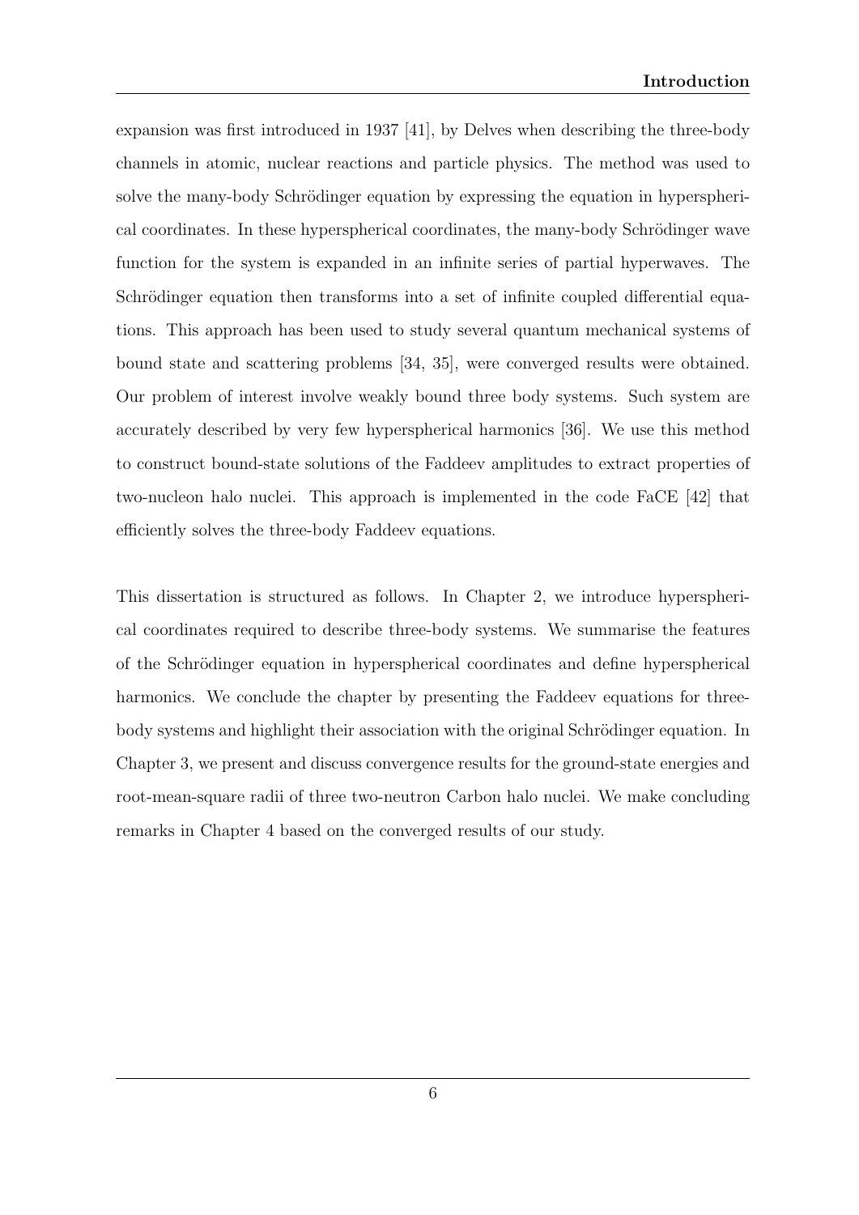expansion was first introduced in 1937 [41], by Delves when describing the three-body channels in atomic, nuclear reactions and particle physics. The method was used to solve the many-body Schrödinger equation by expressing the equation in hyperspherical coordinates. In these hyperspherical coordinates, the many-body Schrödinger wave function for the system is expanded in an infinite series of partial hyperwaves. The Schrödinger equation then transforms into a set of infinite coupled differential equations. This approach has been used to study several quantum mechanical systems of bound state and scattering problems [34, 35], were converged results were obtained. Our problem of interest involve weakly bound three body systems. Such system are accurately described by very few hyperspherical harmonics [36]. We use this method to construct bound-state solutions of the Faddeev amplitudes to extract properties of two-nucleon halo nuclei. This approach is implemented in the code FaCE [42] that efficiently solves the three-body Faddeev equations.

This dissertation is structured as follows. In Chapter 2, we introduce hyperspherical coordinates required to describe three-body systems. We summarise the features of the Schrödinger equation in hyperspherical coordinates and define hyperspherical harmonics. We conclude the chapter by presenting the Faddeev equations for three-body systems and highlight their association with the original Schrödinger equation. In Chapter 3, we present and discuss convergence results for the ground-state energies and root-mean-square radii of three two-neutron Carbon halo nuclei. We make concluding remarks in Chapter 4 based on the converged results of our study.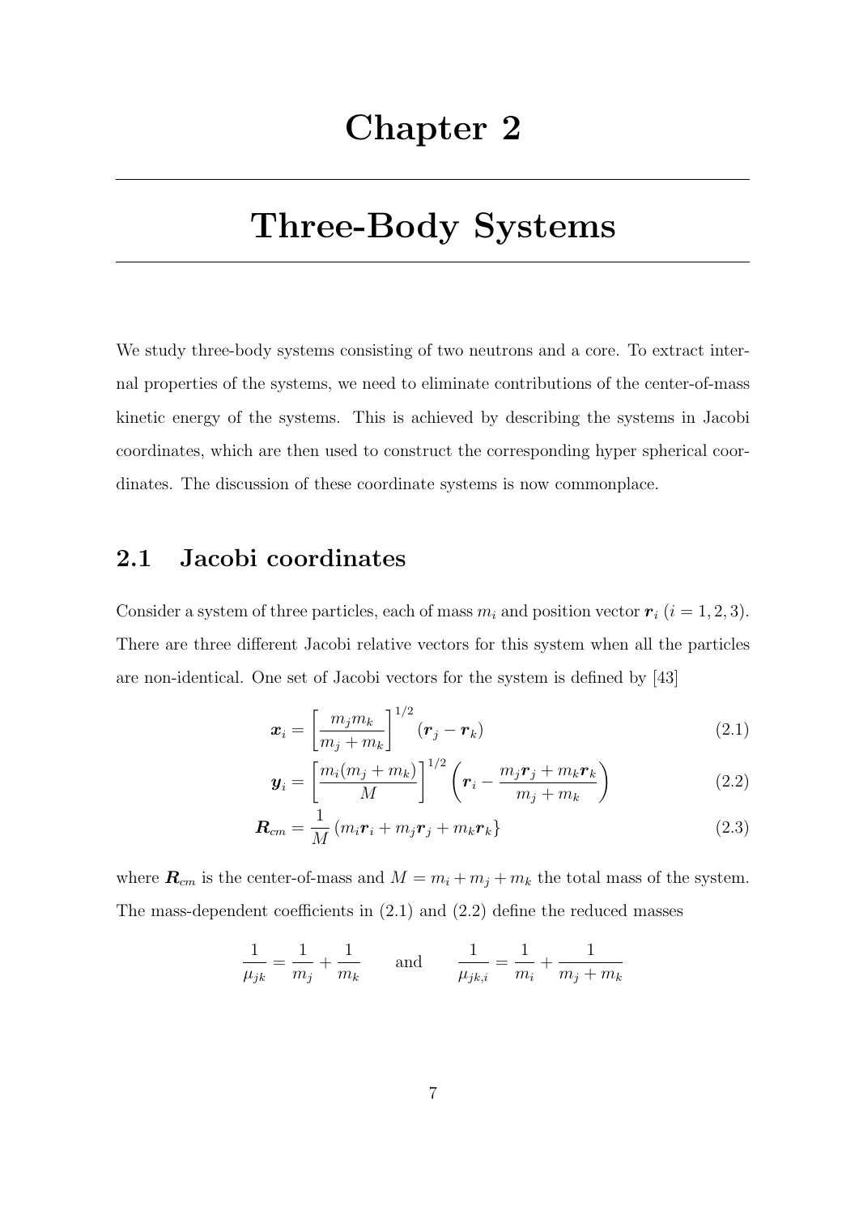# Chapter 2

# Three-Body Systems

We study three-body systems consisting of two neutrons and a core. To extract internal properties of the systems, we need to eliminate contributions of the center-of-mass kinetic energy of the systems. This is achieved by describing the systems in Jacobi coordinates, which are then used to construct the corresponding hyper spherical coordinates. The discussion of these coordinate systems is now commonplace.

## 2.1 Jacobi coordinates

Consider a system of three particles, each of mass $m_i$ and position vector $\boldsymbol{r}_i$ ($i = 1, 2, 3$). There are three different Jacobi relative vectors for this system when all the particles are non-identical. One set of Jacobi vectors for the system is defined by [43]

$$\boldsymbol{x}_i = \left[\frac{m_j m_k}{m_j + m_k}\right]^{1/2} (\boldsymbol{r}_j - \boldsymbol{r}_k) \tag{2.1}$$

$$\boldsymbol{y}_i = \left[\frac{m_i(m_j + m_k)}{M}\right]^{1/2} \left(\boldsymbol{r}_i - \frac{m_j \boldsymbol{r}_j + m_k \boldsymbol{r}_k}{m_j + m_k}\right) \tag{2.2}$$

$$\boldsymbol{R}_{cm} = \frac{1}{M} \left(m_i \boldsymbol{r}_i + m_j \boldsymbol{r}_j + m_k \boldsymbol{r}_k\right\} \tag{2.3}$$

where $\boldsymbol{R}_{cm}$ is the center-of-mass and $M = m_i + m_j + m_k$ the total mass of the system. The mass-dependent coefficients in (2.1) and (2.2) define the reduced masses

$$\frac{1}{\mu_{jk}} = \frac{1}{m_j} + \frac{1}{m_k} \qquad \text{and} \qquad \frac{1}{\mu_{jk,i}} = \frac{1}{m_i} + \frac{1}{m_j + m_k}$$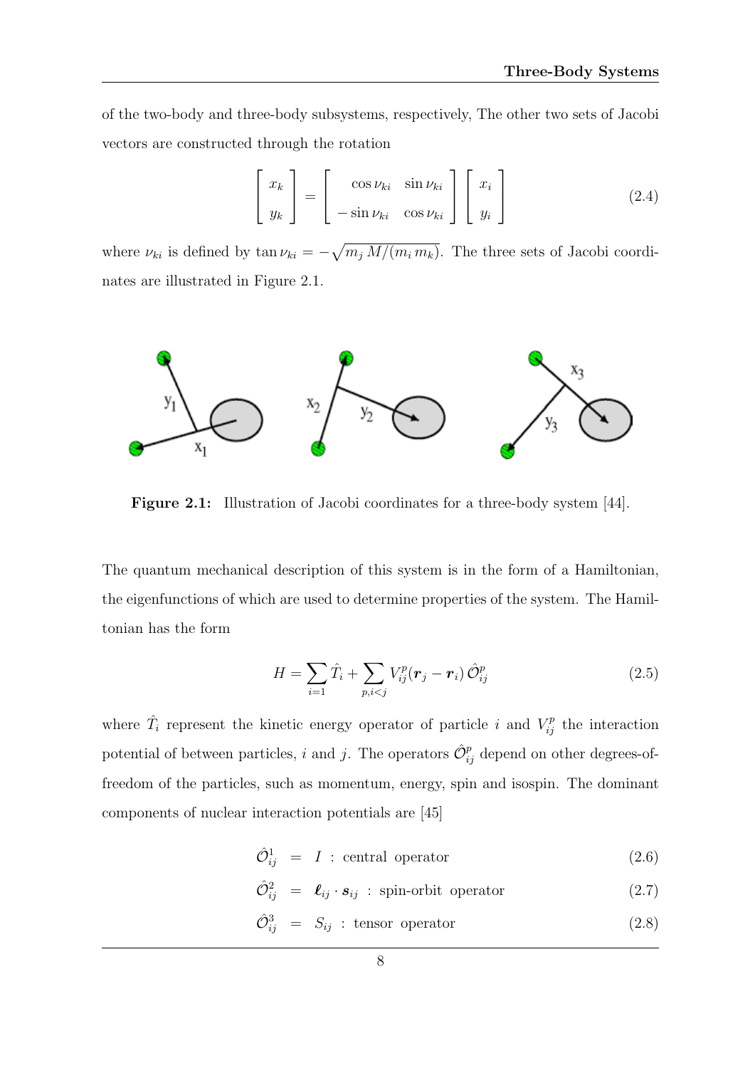of the two-body and three-body subsystems, respectively, The other two sets of Jacobi vectors are constructed through the rotation

$$
\begin{bmatrix} x_k \\ y_k \end{bmatrix} = \begin{bmatrix} \cos \nu_{ki} & \sin \nu_{ki} \\ -\sin \nu_{ki} & \cos \nu_{ki} \end{bmatrix} \begin{bmatrix} x_i \\ y_i \end{bmatrix} \tag{2.4}
$$

where $\nu_{ki}$ is defined by $\tan \nu_{ki} = -\sqrt{m_j \, M/(m_i \, m_k)}$. The three sets of Jacobi coordinates are illustrated in Figure 2.1.

**Figure 2.1:** Illustration of Jacobi coordinates for a three-body system [44].

The quantum mechanical description of this system is in the form of a Hamiltonian, the eigenfunctions of which are used to determine properties of the system. The Hamiltonian has the form

$$
H = \sum_{i=1} \hat{T}_i + \sum_{p,i<j} V_{ij}^p(\boldsymbol{r}_j - \boldsymbol{r}_i) \, \hat{\mathcal{O}}_{ij}^p \tag{2.5}
$$

where $\hat{T}_i$ represent the kinetic energy operator of particle $i$ and $V_{ij}^p$ the interaction potential of between particles, $i$ and $j$. The operators $\hat{\mathcal{O}}_{ij}^p$ depend on other degrees-of-freedom of the particles, such as momentum, energy, spin and isospin. The dominant components of nuclear interaction potentials are [45]

$$
\hat{\mathcal{O}}_{ij}^1 = I \; : \; \text{central operator} \tag{2.6}
$$

$$
\hat{\mathcal{O}}_{ij}^2 = \boldsymbol{\ell}_{ij} \cdot \boldsymbol{s}_{ij} \; : \; \text{spin-orbit operator} \tag{2.7}
$$

$$
\hat{\mathcal{O}}_{ij}^3 = S_{ij} \; : \; \text{tensor operator} \tag{2.8}
$$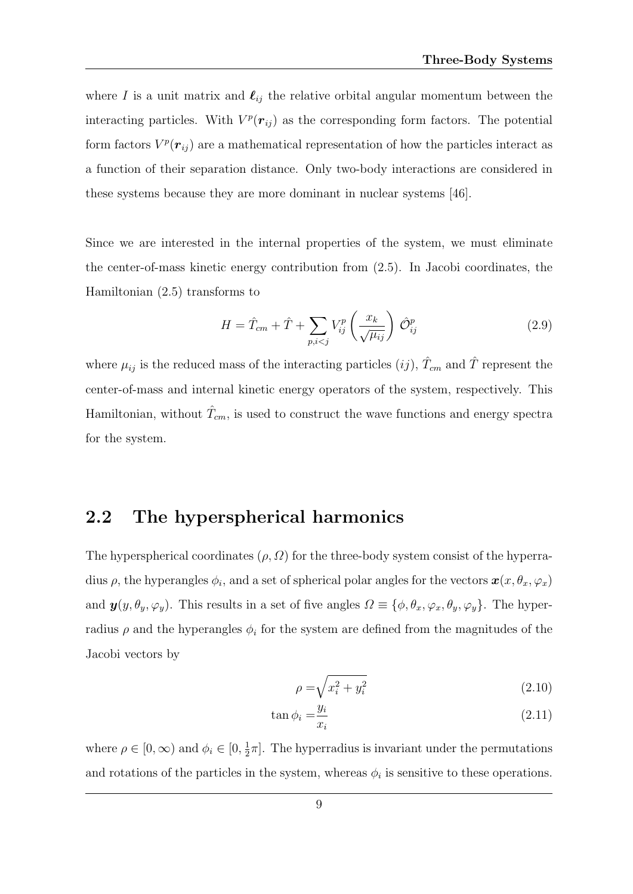where $I$ is a unit matrix and $\boldsymbol{\ell}_{ij}$ the relative orbital angular momentum between the interacting particles. With $V^p(\boldsymbol{r}_{ij})$ as the corresponding form factors. The potential form factors $V^p(\boldsymbol{r}_{ij})$ are a mathematical representation of how the particles interact as a function of their separation distance. Only two-body interactions are considered in these systems because they are more dominant in nuclear systems [46].

Since we are interested in the internal properties of the system, we must eliminate the center-of-mass kinetic energy contribution from (2.5). In Jacobi coordinates, the Hamiltonian (2.5) transforms to

$$H = \hat{T}_{cm} + \hat{T} + \sum_{p,i<j} V^p_{ij}\left(\frac{x_k}{\sqrt{\mu_{ij}}}\right) \hat{\mathcal{O}}^p_{ij} \tag{2.9}$$

where $\mu_{ij}$ is the reduced mass of the interacting particles $(ij)$, $\hat{T}_{cm}$ and $\hat{T}$ represent the center-of-mass and internal kinetic energy operators of the system, respectively. This Hamiltonian, without $\hat{T}_{cm}$, is used to construct the wave functions and energy spectra for the system.

## 2.2 The hyperspherical harmonics

The hyperspherical coordinates $(\rho, \mathit{\Omega})$ for the three-body system consist of the hyperradius $\rho$, the hyperangles $\phi_i$, and a set of spherical polar angles for the vectors $\boldsymbol{x}(x, \theta_x, \varphi_x)$ and $\boldsymbol{y}(y, \theta_y, \varphi_y)$. This results in a set of five angles $\mathit{\Omega} \equiv \{\phi, \theta_x, \varphi_x, \theta_y, \varphi_y\}$. The hyperradius $\rho$ and the hyperangles $\phi_i$ for the system are defined from the magnitudes of the Jacobi vectors by

$$\rho = \sqrt{x_i^2 + y_i^2} \tag{2.10}$$

$$\tan \phi_i = \frac{y_i}{x_i} \tag{2.11}$$

where $\rho \in [0, \infty)$ and $\phi_i \in [0, \frac{1}{2}\pi]$. The hyperradius is invariant under the permutations and rotations of the particles in the system, whereas $\phi_i$ is sensitive to these operations.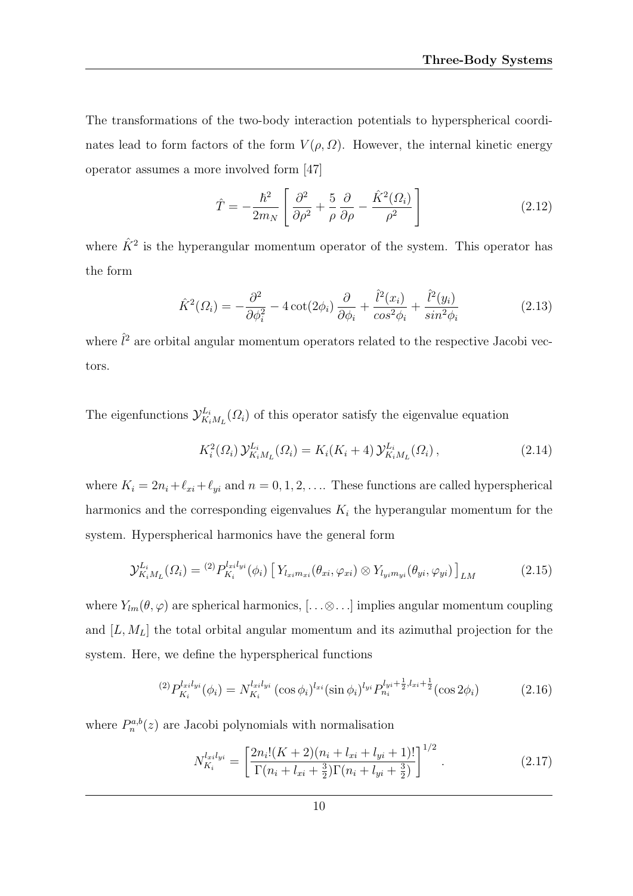The transformations of the two-body interaction potentials to hyperspherical coordinates lead to form factors of the form $V(\rho, \Omega)$. However, the internal kinetic energy operator assumes a more involved form [47]

$$\hat{T} = -\frac{\hbar^2}{2m_N}\left[\frac{\partial^2}{\partial\rho^2} + \frac{5}{\rho}\frac{\partial}{\partial\rho} - \frac{\hat{K}^2(\Omega_i)}{\rho^2}\right] \tag{2.12}$$

where $\hat{K}^2$ is the hyperangular momentum operator of the system. This operator has the form

$$\hat{K}^2(\Omega_i) = -\frac{\partial^2}{\partial\phi_i^2} - 4\cot(2\phi_i)\frac{\partial}{\partial\phi_i} + \frac{\hat{l}^2(x_i)}{cos^2\phi_i} + \frac{\hat{l}^2(y_i)}{sin^2\phi_i} \tag{2.13}$$

where $\hat{l}^2$ are orbital angular momentum operators related to the respective Jacobi vectors.

The eigenfunctions $\mathcal{Y}^{L_i}_{K_iM_L}(\Omega_i)$ of this operator satisfy the eigenvalue equation

$$K_i^2(\Omega_i)\,\mathcal{Y}^{L_i}_{K_iM_L}(\Omega_i) = K_i(K_i+4)\,\mathcal{Y}^{L_i}_{K_iM_L}(\Omega_i)\,, \tag{2.14}$$

where $K_i = 2n_i + \ell_{xi} + \ell_{yi}$ and $n = 0, 1, 2, \ldots$. These functions are called hyperspherical harmonics and the corresponding eigenvalues $K_i$ the hyperangular momentum for the system. Hyperspherical harmonics have the general form

$$\mathcal{Y}^{L_i}_{K_iM_L}(\Omega_i) = {}^{(2)}P^{l_{xi}l_{yi}}_{K_i}(\phi_i)\left[Y_{l_{xi}m_{xi}}(\theta_{xi},\varphi_{xi}) \otimes Y_{l_{yi}m_{yi}}(\theta_{yi},\varphi_{yi})\right]_{LM} \tag{2.15}$$

where $Y_{lm}(\theta,\varphi)$ are spherical harmonics, $[\ldots\otimes\ldots]$ implies angular momentum coupling and $[L, M_L]$ the total orbital angular momentum and its azimuthal projection for the system. Here, we define the hyperspherical functions

$${}^{(2)}P^{l_{xi}l_{yi}}_{K_i}(\phi_i) = N^{l_{xi}l_{yi}}_{K_i}(\cos\phi_i)^{l_{xi}}(\sin\phi_i)^{l_{yi}}P^{l_{yi}+\frac{1}{2},l_{xi}+\frac{1}{2}}_{n_i}(\cos 2\phi_i) \tag{2.16}$$

where $P^{a,b}_n(z)$ are Jacobi polynomials with normalisation

$$N^{l_{xi}l_{yi}}_{K_i} = \left[\frac{2n_i!(K+2)(n_i+l_{xi}+l_{yi}+1)!}{\Gamma(n_i+l_{xi}+\frac{3}{2})\Gamma(n_i+l_{yi}+\frac{3}{2})}\right]^{1/2}\,. \tag{2.17}$$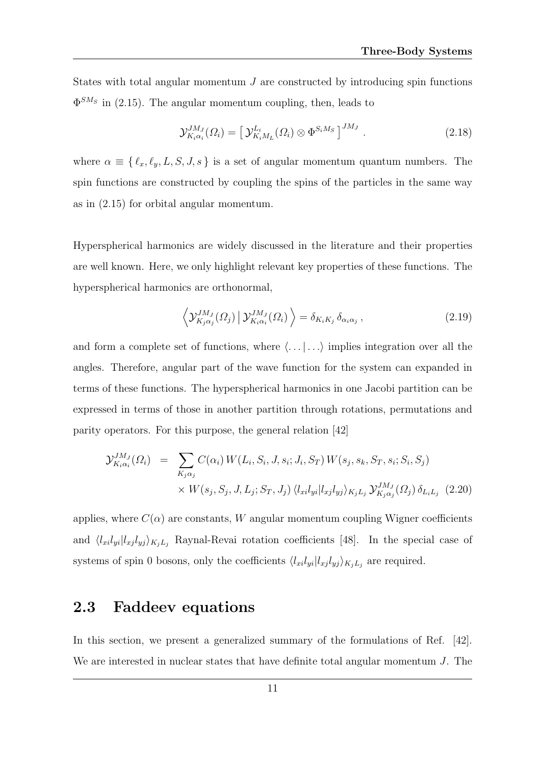States with total angular momentum $J$ are constructed by introducing spin functions $\Phi^{SM_S}$ in (2.15). The angular momentum coupling, then, leads to

$$\mathcal{Y}^{JM_J}_{K_i\alpha_i}(\Omega_i) = \left[\, \mathcal{Y}^{L_i}_{K_iM_L}(\Omega_i) \otimes \Phi^{S_iM_S} \,\right]^{JM_J} . \tag{2.18}$$

where $\alpha \equiv \{\, \ell_x, \ell_y, L, S, J, s \,\}$ is a set of angular momentum quantum numbers. The spin functions are constructed by coupling the spins of the particles in the same way as in (2.15) for orbital angular momentum.

Hyperspherical harmonics are widely discussed in the literature and their properties are well known. Here, we only highlight relevant key properties of these functions. The hyperspherical harmonics are orthonormal,

$$\left\langle \mathcal{Y}^{JM_J}_{K_j\alpha_j}(\Omega_j) \,\middle|\, \mathcal{Y}^{JM_J}_{K_i\alpha_i}(\Omega_i) \right\rangle = \delta_{K_iK_j}\, \delta_{\alpha_i\alpha_j} , \tag{2.19}$$

and form a complete set of functions, where $\langle \ldots | \ldots \rangle$ implies integration over all the angles. Therefore, angular part of the wave function for the system can expanded in terms of these functions. The hyperspherical harmonics in one Jacobi partition can be expressed in terms of those in another partition through rotations, permutations and parity operators. For this purpose, the general relation [42]

$$\begin{aligned}
\mathcal{Y}^{JM_J}_{K_i\alpha_i}(\Omega_i) &= \sum_{K_j\alpha_j} C(\alpha_i)\, W(L_i, S_i, J, s_i; J_i, S_T)\, W(s_j, s_k, S_T, s_i; S_i, S_j) \\
&\quad \times W(s_j, S_j, J, L_j; S_T, J_j)\, \langle l_{xi} l_{yi} | l_{xj} l_{yj} \rangle_{K_jL_j}\, \mathcal{Y}^{JM_J}_{K_j\alpha_j}(\Omega_j)\, \delta_{L_iL_j} \quad (2.20)
\end{aligned}$$

applies, where $C(\alpha)$ are constants, $W$ angular momentum coupling Wigner coefficients and $\langle l_{xi} l_{yi} | l_{xj} l_{yj} \rangle_{K_jL_j}$ Raynal-Revai rotation coefficients [48]. In the special case of systems of spin 0 bosons, only the coefficients $\langle l_{xi} l_{yi} | l_{xj} l_{yj} \rangle_{K_jL_j}$ are required.

## 2.3 Faddeev equations

In this section, we present a generalized summary of the formulations of Ref. [42]. We are interested in nuclear states that have definite total angular momentum $J$. The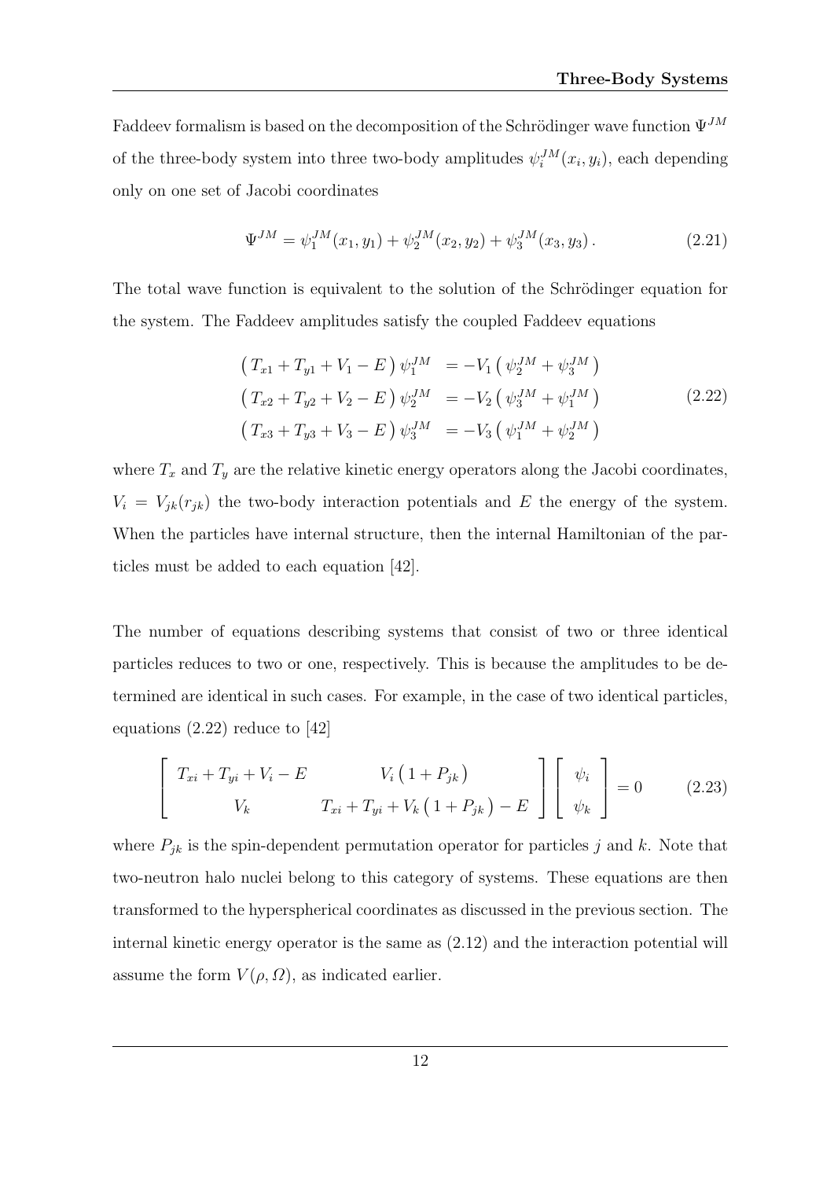Faddeev formalism is based on the decomposition of the Schrödinger wave function $\Psi^{JM}$ of the three-body system into three two-body amplitudes $\psi_i^{JM}(x_i, y_i)$, each depending only on one set of Jacobi coordinates

$$\Psi^{JM} = \psi_1^{JM}(x_1, y_1) + \psi_2^{JM}(x_2, y_2) + \psi_3^{JM}(x_3, y_3)\,. \tag{2.21}$$

The total wave function is equivalent to the solution of the Schrödinger equation for the system. The Faddeev amplitudes satisfy the coupled Faddeev equations

$$\begin{aligned}
\left( T_{x1} + T_{y1} + V_1 - E \right) \psi_1^{JM} &= -V_1 \left( \psi_2^{JM} + \psi_3^{JM} \right) \\
\left( T_{x2} + T_{y2} + V_2 - E \right) \psi_2^{JM} &= -V_2 \left( \psi_3^{JM} + \psi_1^{JM} \right) \\
\left( T_{x3} + T_{y3} + V_3 - E \right) \psi_3^{JM} &= -V_3 \left( \psi_1^{JM} + \psi_2^{JM} \right)
\end{aligned} \tag{2.22}$$

where $T_x$ and $T_y$ are the relative kinetic energy operators along the Jacobi coordinates, $V_i = V_{jk}(r_{jk})$ the two-body interaction potentials and $E$ the energy of the system. When the particles have internal structure, then the internal Hamiltonian of the particles must be added to each equation [42].

The number of equations describing systems that consist of two or three identical particles reduces to two or one, respectively. This is because the amplitudes to be determined are identical in such cases. For example, in the case of two identical particles, equations (2.22) reduce to [42]

$$\begin{bmatrix} T_{xi} + T_{yi} + V_i - E & V_i \left( 1 + P_{jk} \right) \\ V_k & T_{xi} + T_{yi} + V_k \left( 1 + P_{jk} \right) - E \end{bmatrix} \begin{bmatrix} \psi_i \\ \psi_k \end{bmatrix} = 0 \tag{2.23}$$

where $P_{jk}$ is the spin-dependent permutation operator for particles $j$ and $k$. Note that two-neutron halo nuclei belong to this category of systems. These equations are then transformed to the hyperspherical coordinates as discussed in the previous section. The internal kinetic energy operator is the same as (2.12) and the interaction potential will assume the form $V(\rho, \Omega)$, as indicated earlier.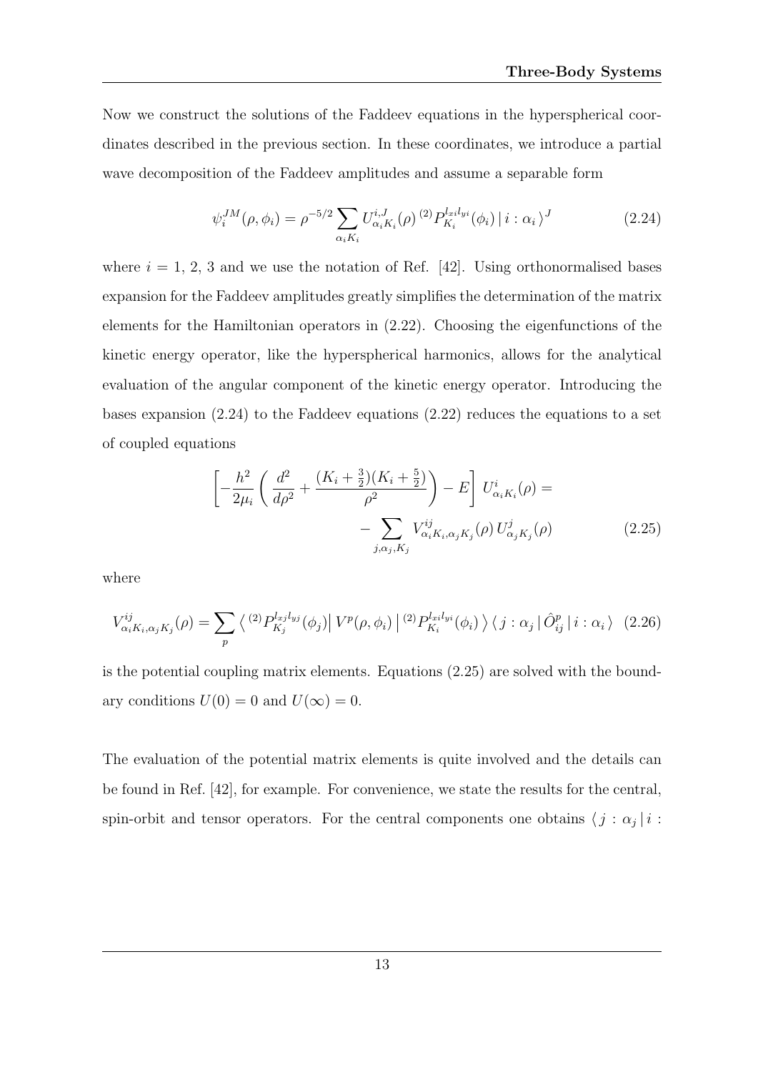Now we construct the solutions of the Faddeev equations in the hyperspherical coordinates described in the previous section. In these coordinates, we introduce a partial wave decomposition of the Faddeev amplitudes and assume a separable form

$$\psi_i^{JM}(\rho, \phi_i) = \rho^{-5/2} \sum_{\alpha_i K_i} U^{i,J}_{\alpha_i K_i}(\rho) \, {}^{(2)}P_{K_i}^{l_{xi} l_{yi}}(\phi_i) \, | \, i : \alpha_i \, \rangle^J \tag{2.24}$$

where $i = 1, 2, 3$ and we use the notation of Ref. [42]. Using orthonormalised bases expansion for the Faddeev amplitudes greatly simplifies the determination of the matrix elements for the Hamiltonian operators in (2.22). Choosing the eigenfunctions of the kinetic energy operator, like the hyperspherical harmonics, allows for the analytical evaluation of the angular component of the kinetic energy operator. Introducing the bases expansion (2.24) to the Faddeev equations (2.22) reduces the equations to a set of coupled equations

$$\begin{aligned}\left[ -\frac{h^2}{2\mu_i} \left( \frac{d^2}{d\rho^2} + \frac{(K_i + \frac{3}{2})(K_i + \frac{5}{2})}{\rho^2} \right) - E \right] U^i_{\alpha_i K_i}(\rho) = \\ - \sum_{j, \alpha_j, K_j} V^{ij}_{\alpha_i K_i, \alpha_j K_j}(\rho) \, U^j_{\alpha_j K_j}(\rho)\end{aligned} \tag{2.25}$$

where

$$V^{ij}_{\alpha_i K_i, \alpha_j K_j}(\rho) = \sum_p \left\langle \, {}^{(2)}P_{K_j}^{l_{xj} l_{yj}}(\phi_j) \right| V^p(\rho, \phi_i) \left| \, {}^{(2)}P_{K_i}^{l_{xi} l_{yi}}(\phi_i) \, \right\rangle \langle \, j : \alpha_j \, | \, \hat{O}^p_{ij} \, | \, i : \alpha_i \, \rangle \tag{2.26}$$

is the potential coupling matrix elements. Equations (2.25) are solved with the boundary conditions $U(0) = 0$ and $U(\infty) = 0$.

The evaluation of the potential matrix elements is quite involved and the details can be found in Ref. [42], for example. For convenience, we state the results for the central, spin-orbit and tensor operators. For the central components one obtains $\langle \, j : \alpha_j \, | \, i :$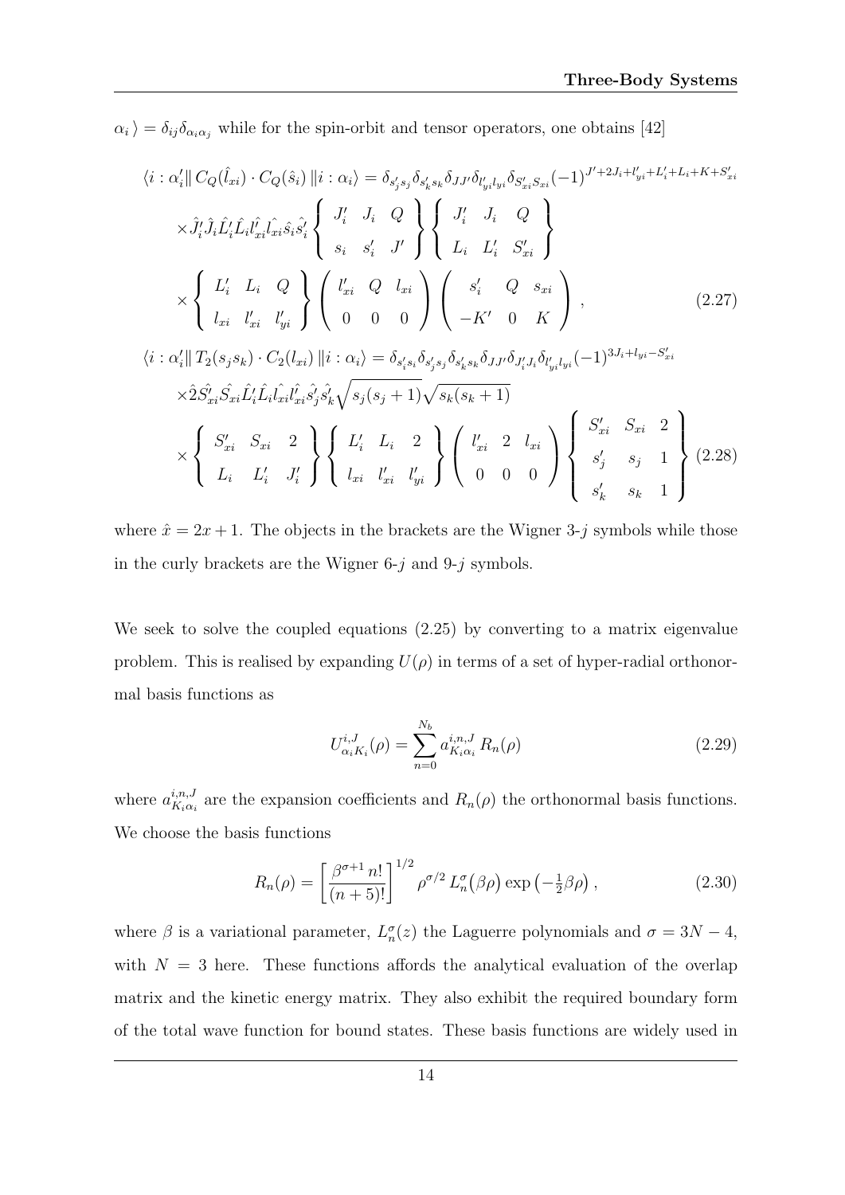$\alpha_i \rangle = \delta_{ij}\delta_{\alpha_i\alpha_j}$ while for the spin-orbit and tensor operators, one obtains [42]

$$
\begin{aligned}
\langle i : \alpha_i' \| \, C_Q(\hat{l}_{xi}) \cdot C_Q(\hat{s}_i) \, \| i : \alpha_i \rangle &= \delta_{s_j' s_j} \delta_{s_k' s_k} \delta_{JJ'} \delta_{l_{yi}' l_{yi}} \delta_{S_{xi}' S_{xi}} (-1)^{J' + 2J_i + l_{yi}' + L_i' + L_i + K + S_{xi}'} \\
&\times \hat{J}_i' \hat{J}_i \hat{L}_i' \hat{L}_i \hat{l_{xi}'} \hat{l_{xi}} \hat{s}_i \hat{s}_i' \left\{ \begin{array}{ccc} J_i' & J_i & Q \\ s_i & s_i' & J' \end{array} \right\} \left\{ \begin{array}{ccc} J_i' & J_i & Q \\ L_i & L_i' & S_{xi}' \end{array} \right\} \\
&\times \left\{ \begin{array}{ccc} L_i' & L_i & Q \\ l_{xi} & l_{xi}' & l_{yi}' \end{array} \right\} \left( \begin{array}{ccc} l_{xi}' & Q & l_{xi} \\ 0 & 0 & 0 \end{array} \right) \left( \begin{array}{ccc} s_i' & Q & s_{xi} \\ -K' & 0 & K \end{array} \right), \qquad (2.27) \\
\langle i : \alpha_i' \| \, T_2(s_j s_k) \cdot C_2(l_{xi}) \, \| i : \alpha_i \rangle &= \delta_{s_i' s_i} \delta_{s_j' s_j} \delta_{s_k' s_k} \delta_{JJ'} \delta_{J_i' J_i} \delta_{l_{yi}' l_{yi}} (-1)^{3J_i + l_{yi} - S_{xi}'} \\
&\times \hat{2} \hat{S_{xi}'} \hat{S_{xi}} \hat{L}_i' \hat{L}_i \hat{l_{xi}} \hat{l_{xi}'} \hat{s_j'} \hat{s_k'} \sqrt{s_j(s_j+1)} \sqrt{s_k(s_k+1)} \\
&\times \left\{ \begin{array}{ccc} S_{xi}' & S_{xi} & 2 \\ L_i & L_i' & J_i' \end{array} \right\} \left\{ \begin{array}{ccc} L_i' & L_i & 2 \\ l_{xi} & l_{xi}' & l_{yi}' \end{array} \right\} \left( \begin{array}{ccc} l_{xi}' & 2 & l_{xi} \\ 0 & 0 & 0 \end{array} \right) \left\{ \begin{array}{ccc} S_{xi}' & S_{xi} & 2 \\ s_j' & s_j & 1 \\ s_k' & s_k & 1 \end{array} \right\} \qquad (2.28)
\end{aligned}
$$

where $\hat{x} = 2x + 1$. The objects in the brackets are the Wigner 3-$j$ symbols while those in the curly brackets are the Wigner 6-$j$ and 9-$j$ symbols.

We seek to solve the coupled equations (2.25) by converting to a matrix eigenvalue problem. This is realised by expanding $U(\rho)$ in terms of a set of hyper-radial orthonormal basis functions as

$$
U^{i,J}_{\alpha_i K_i}(\rho) = \sum_{n=0}^{N_b} a^{i,n,J}_{K_i \alpha_i} R_n(\rho) \tag{2.29}
$$

where $a^{i,n,J}_{K_i\alpha_i}$ are the expansion coefficients and $R_n(\rho)$ the orthonormal basis functions. We choose the basis functions

$$
R_n(\rho) = \left[ \frac{\beta^{\sigma+1} \, n!}{(n+5)!} \right]^{1/2} \rho^{\sigma/2} \, L_n^{\sigma}\big(\beta\rho\big) \exp\left(-\tfrac{1}{2}\beta\rho\right), \tag{2.30}
$$

where $\beta$ is a variational parameter, $L_n^{\sigma}(z)$ the Laguerre polynomials and $\sigma = 3N - 4$, with $N = 3$ here. These functions affords the analytical evaluation of the overlap matrix and the kinetic energy matrix. They also exhibit the required boundary form of the total wave function for bound states. These basis functions are widely used in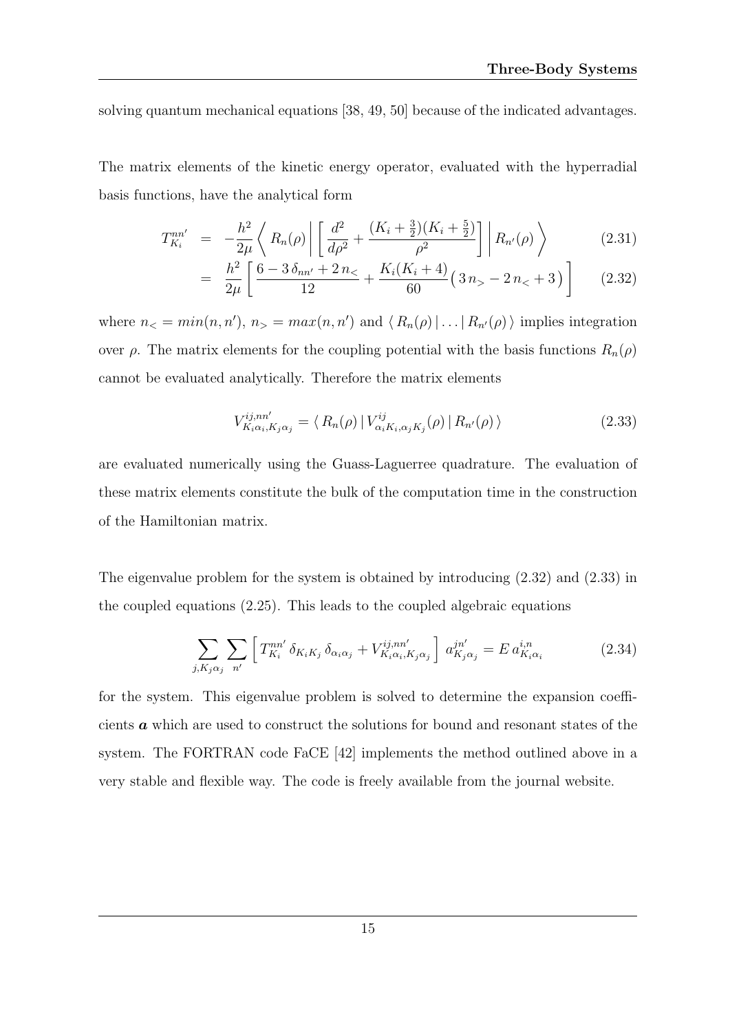solving quantum mechanical equations [38, 49, 50] because of the indicated advantages.

The matrix elements of the kinetic energy operator, evaluated with the hyperradial basis functions, have the analytical form

$$
\begin{aligned}
T_{K_i}^{nn'} &= -\frac{h^2}{2\mu}\left\langle R_n(\rho)\right|\left[\frac{d^2}{d\rho^2}+\frac{(K_i+\frac{3}{2})(K_i+\frac{5}{2})}{\rho^2}\right]\left|R_{n'}(\rho)\right\rangle \qquad (2.31)\\
&= \frac{h^2}{2\mu}\left[\frac{6-3\,\delta_{nn'}+2\,n_<}{12}+\frac{K_i(K_i+4)}{60}\big(3\,n_>-2\,n_<+3\big)\right] \qquad (2.32)
\end{aligned}
$$

where $n_< = min(n,n')$, $n_> = max(n,n')$ and $\langle R_n(\rho)\,|\ldots|\,R_{n'}(\rho)\rangle$ implies integration over $\rho$. The matrix elements for the coupling potential with the basis functions $R_n(\rho)$ cannot be evaluated analytically. Therefore the matrix elements

$$
V_{K_i\alpha_i,K_j\alpha_j}^{ij,nn'} = \langle R_n(\rho)\,|\,V_{\alpha_iK_i,\alpha_jK_j}^{ij}(\rho)\,|\,R_{n'}(\rho)\rangle \qquad (2.33)
$$

are evaluated numerically using the Guass-Laguerree quadrature. The evaluation of these matrix elements constitute the bulk of the computation time in the construction of the Hamiltonian matrix.

The eigenvalue problem for the system is obtained by introducing (2.32) and (2.33) in the coupled equations (2.25). This leads to the coupled algebraic equations

$$
\sum_{j,K_j\alpha_j}\sum_{n'}\left[T_{K_i}^{nn'}\,\delta_{K_iK_j}\,\delta_{\alpha_i\alpha_j}+V_{K_i\alpha_i,K_j\alpha_j}^{ij,nn'}\right]\,a_{K_j\alpha_j}^{jn'} = E\,a_{K_i\alpha_i}^{i,n} \qquad (2.34)
$$

for the system. This eigenvalue problem is solved to determine the expansion coefficients $\boldsymbol{a}$ which are used to construct the solutions for bound and resonant states of the system. The FORTRAN code FaCE [42] implements the method outlined above in a very stable and flexible way. The code is freely available from the journal website.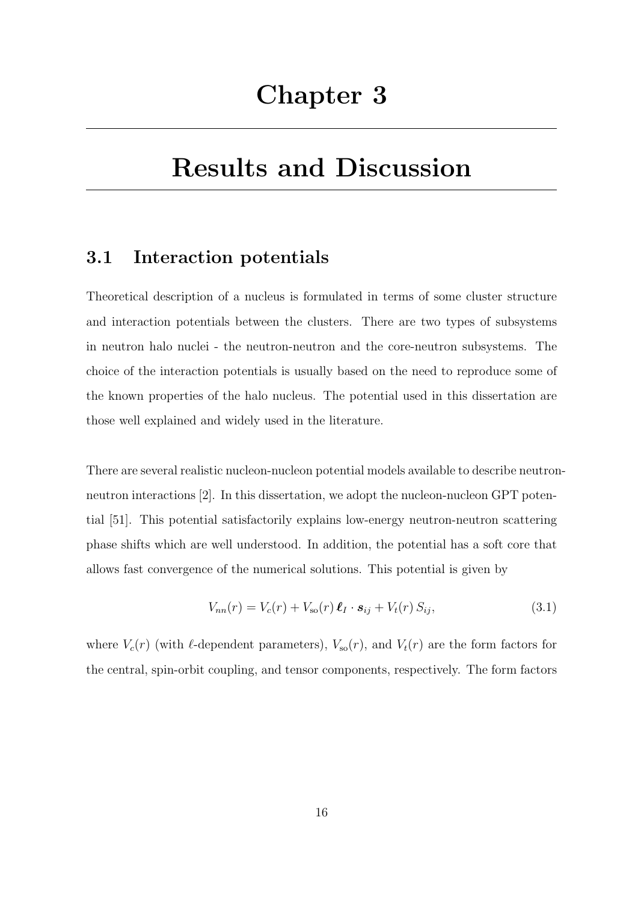# Chapter 3

# Results and Discussion

## 3.1 Interaction potentials

Theoretical description of a nucleus is formulated in terms of some cluster structure and interaction potentials between the clusters. There are two types of subsystems in neutron halo nuclei - the neutron-neutron and the core-neutron subsystems. The choice of the interaction potentials is usually based on the need to reproduce some of the known properties of the halo nucleus. The potential used in this dissertation are those well explained and widely used in the literature.

There are several realistic nucleon-nucleon potential models available to describe neutron-neutron interactions [2]. In this dissertation, we adopt the nucleon-nucleon GPT potential [51]. This potential satisfactorily explains low-energy neutron-neutron scattering phase shifts which are well understood. In addition, the potential has a soft core that allows fast convergence of the numerical solutions. This potential is given by

$$V_{nn}(r) = V_c(r) + V_{\rm so}(r)\,\boldsymbol{\ell}_I \cdot \boldsymbol{s}_{ij} + V_t(r)\,S_{ij}, \tag{3.1}$$

where $V_c(r)$ (with $\ell$-dependent parameters), $V_{\rm so}(r)$, and $V_t(r)$ are the form factors for the central, spin-orbit coupling, and tensor components, respectively. The form factors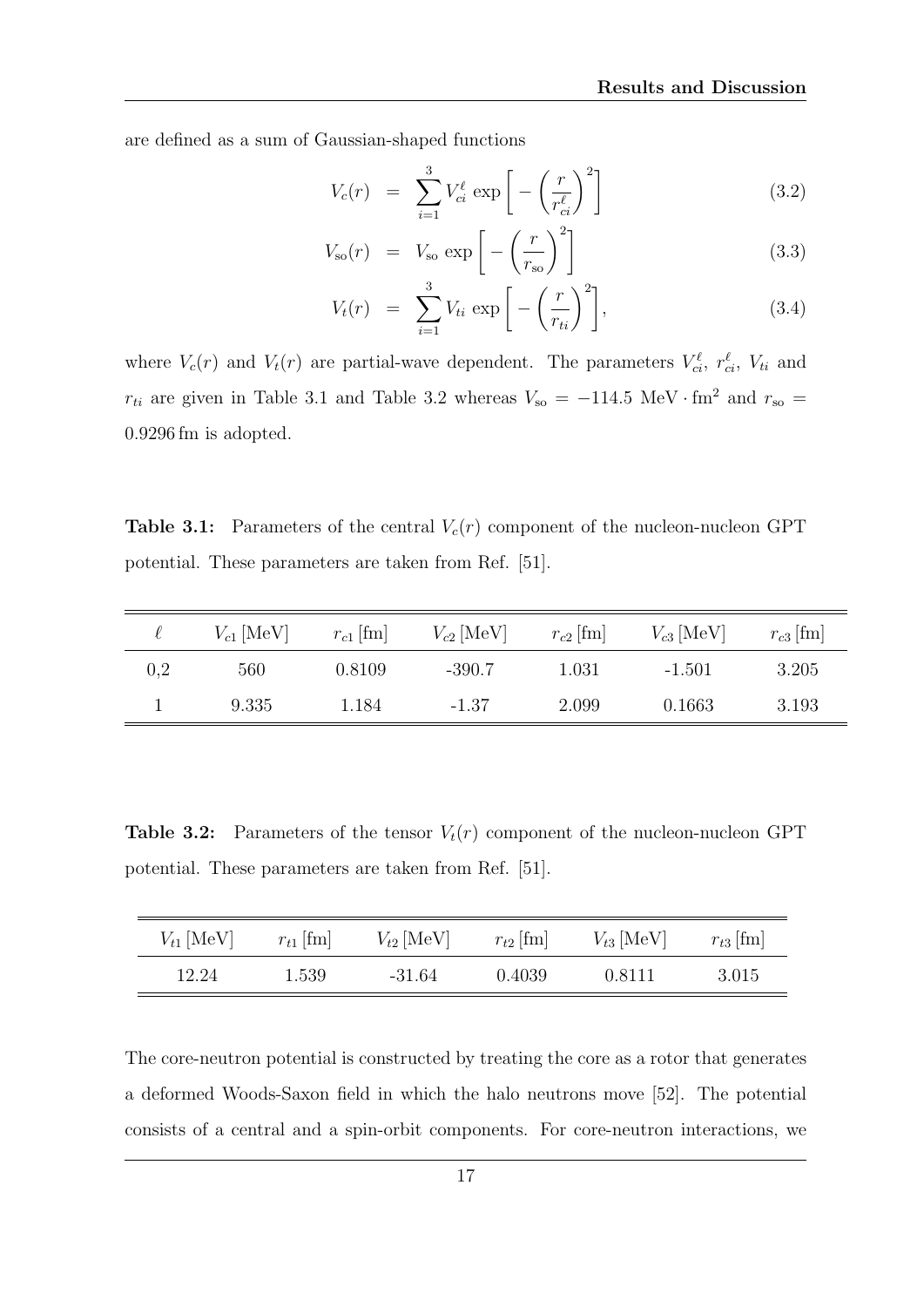are defined as a sum of Gaussian-shaped functions

$$V_c(r) = \sum_{i=1}^{3} V_{ci}^{\ell} \exp\left[-\left(\frac{r}{r_{ci}^{\ell}}\right)^2\right] \tag{3.2}$$

$$V_{\rm so}(r) = V_{\rm so} \exp\left[-\left(\frac{r}{r_{\rm so}}\right)^2\right] \tag{3.3}$$

$$V_t(r) = \sum_{i=1}^{3} V_{ti} \exp\left[-\left(\frac{r}{r_{ti}}\right)^2\right], \tag{3.4}$$

where $V_c(r)$ and $V_t(r)$ are partial-wave dependent. The parameters $V_{ci}^{\ell}$, $r_{ci}^{\ell}$, $V_{ti}$ and $r_{ti}$ are given in Table 3.1 and Table 3.2 whereas $V_{\rm so} = -114.5$ MeV $\cdot$ fm$^2$ and $r_{\rm so} = 0.9296$ fm is adopted.

**Table 3.1:** Parameters of the central $V_c(r)$ component of the nucleon-nucleon GPT potential. These parameters are taken from Ref. [51].

| $\ell$ | $V_{c1}$ [MeV] | $r_{c1}$ [fm] | $V_{c2}$ [MeV] | $r_{c2}$ [fm] | $V_{c3}$ [MeV] | $r_{c3}$ [fm] |
|---|---|---|---|---|---|---|
| 0,2 | 560 | 0.8109 | -390.7 | 1.031 | -1.501 | 3.205 |
| 1 | 9.335 | 1.184 | -1.37 | 2.099 | 0.1663 | 3.193 |

**Table 3.2:** Parameters of the tensor $V_t(r)$ component of the nucleon-nucleon GPT potential. These parameters are taken from Ref. [51].

| $V_{t1}$ [MeV] | $r_{t1}$ [fm] | $V_{t2}$ [MeV] | $r_{t2}$ [fm] | $V_{t3}$ [MeV] | $r_{t3}$ [fm] |
|---|---|---|---|---|---|
| 12.24 | 1.539 | -31.64 | 0.4039 | 0.8111 | 3.015 |

The core-neutron potential is constructed by treating the core as a rotor that generates a deformed Woods-Saxon field in which the halo neutrons move [52]. The potential consists of a central and a spin-orbit components. For core-neutron interactions, we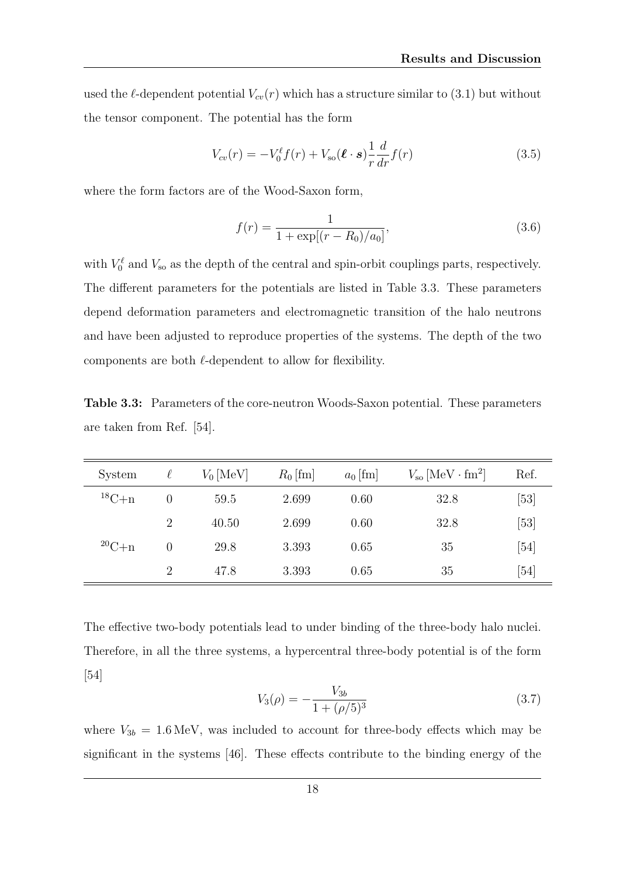used the $\ell$-dependent potential $V_{cv}(r)$ which has a structure similar to (3.1) but without the tensor component. The potential has the form

$$V_{cv}(r) = -V_0^\ell f(r) + V_{\text{so}}(\boldsymbol{\ell} \cdot \boldsymbol{s}) \frac{1}{r} \frac{d}{dr} f(r) \tag{3.5}$$

where the form factors are of the Wood-Saxon form,

$$f(r) = \frac{1}{1 + \exp[(r - R_0)/a_0]}, \tag{3.6}$$

with $V_0^\ell$ and $V_{\text{so}}$ as the depth of the central and spin-orbit couplings parts, respectively. The different parameters for the potentials are listed in Table 3.3. These parameters depend deformation parameters and electromagnetic transition of the halo neutrons and have been adjusted to reproduce properties of the systems. The depth of the two components are both $\ell$-dependent to allow for flexibility.

**Table 3.3:** Parameters of the core-neutron Woods-Saxon potential. These parameters are taken from Ref. [54].

| System | $\ell$ | $V_0$ [MeV] | $R_0$ [fm] | $a_0$ [fm] | $V_{\text{so}}$ [MeV $\cdot$ fm$^2$] | Ref. |
|---|---|---|---|---|---|---|
| $^{18}$C+n | 0 | 59.5 | 2.699 | 0.60 | 32.8 | [53] |
| | 2 | 40.50 | 2.699 | 0.60 | 32.8 | [53] |
| $^{20}$C+n | 0 | 29.8 | 3.393 | 0.65 | 35 | [54] |
| | 2 | 47.8 | 3.393 | 0.65 | 35 | [54] |

The effective two-body potentials lead to under binding of the three-body halo nuclei. Therefore, in all the three systems, a hypercentral three-body potential is of the form [54]

$$V_3(\rho) = -\frac{V_{3b}}{1 + (\rho/5)^3} \tag{3.7}$$

where $V_{3b} = 1.6\,\text{MeV}$, was included to account for three-body effects which may be significant in the systems [46]. These effects contribute to the binding energy of the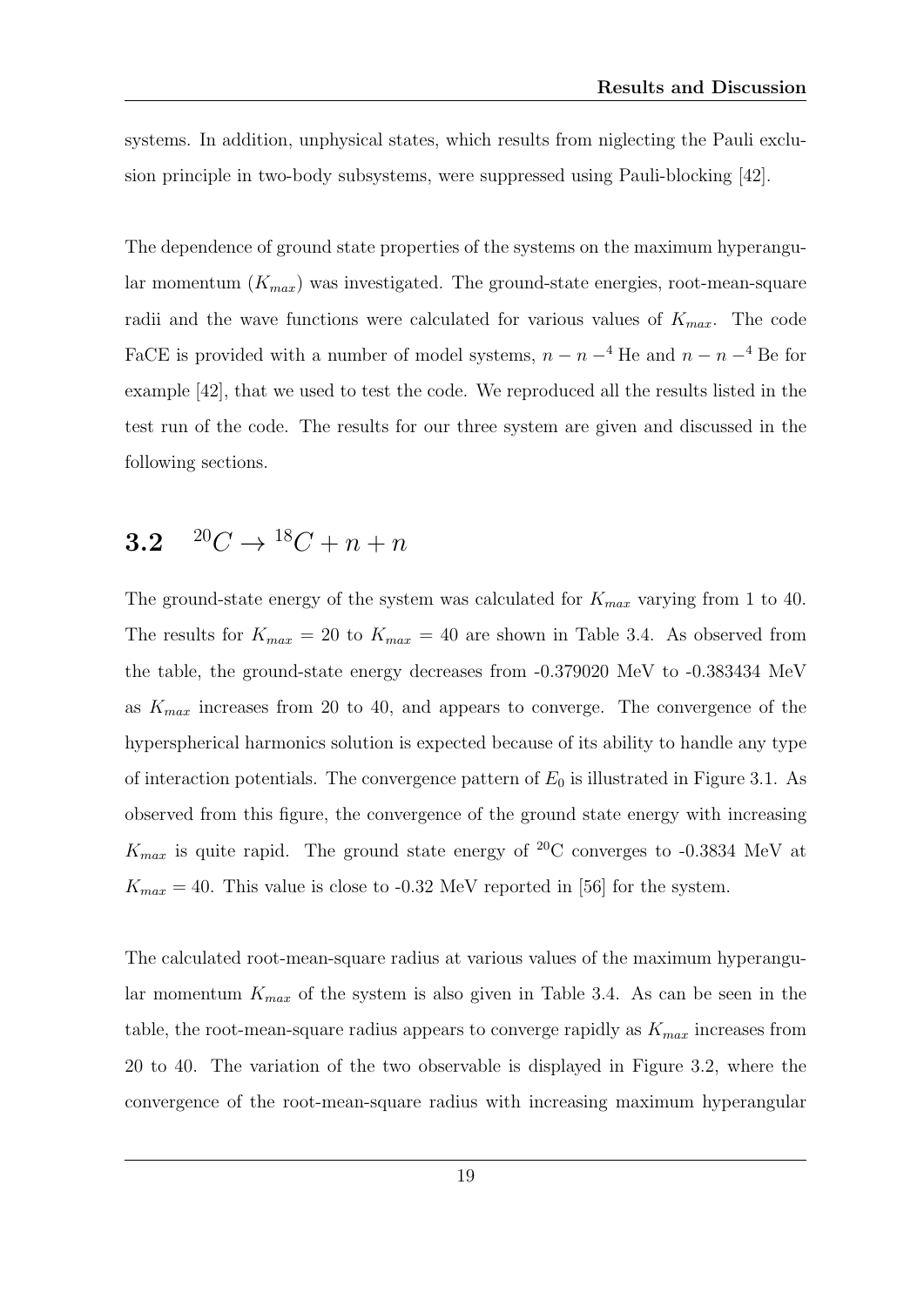systems. In addition, unphysical states, which results from niglecting the Pauli exclusion principle in two-body subsystems, were suppressed using Pauli-blocking [42].

The dependence of ground state properties of the systems on the maximum hyperangular momentum ($K_{max}$) was investigated. The ground-state energies, root-mean-square radii and the wave functions were calculated for various values of $K_{max}$. The code FaCE is provided with a number of model systems, $n - n -^{4}$ He and $n - n -^{4}$ Be for example [42], that we used to test the code. We reproduced all the results listed in the test run of the code. The results for our three system are given and discussed in the following sections.

## 3.2 $^{20}C \rightarrow {}^{18}C + n + n$

The ground-state energy of the system was calculated for $K_{max}$ varying from 1 to 40. The results for $K_{max} = 20$ to $K_{max} = 40$ are shown in Table 3.4. As observed from the table, the ground-state energy decreases from -0.379020 MeV to -0.383434 MeV as $K_{max}$ increases from 20 to 40, and appears to converge. The convergence of the hyperspherical harmonics solution is expected because of its ability to handle any type of interaction potentials. The convergence pattern of $E_0$ is illustrated in Figure 3.1. As observed from this figure, the convergence of the ground state energy with increasing $K_{max}$ is quite rapid. The ground state energy of $^{20}$C converges to -0.3834 MeV at $K_{max} = 40$. This value is close to -0.32 MeV reported in [56] for the system.

The calculated root-mean-square radius at various values of the maximum hyperangular momentum $K_{max}$ of the system is also given in Table 3.4. As can be seen in the table, the root-mean-square radius appears to converge rapidly as $K_{max}$ increases from 20 to 40. The variation of the two observable is displayed in Figure 3.2, where the convergence of the root-mean-square radius with increasing maximum hyperangular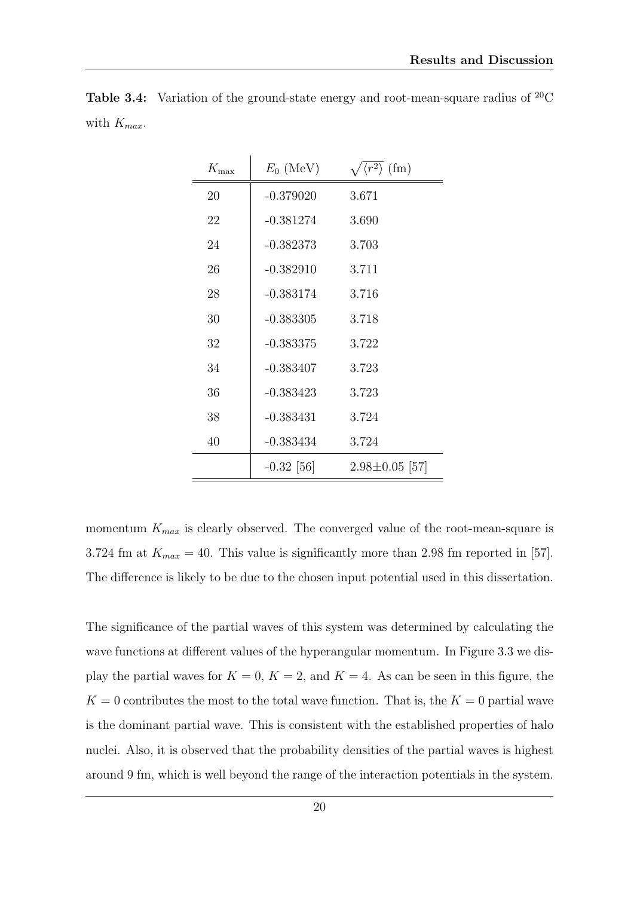**Table 3.4:** Variation of the ground-state energy and root-mean-square radius of $^{20}$C with $K_{max}$.

| $K_{\max}$ | $E_0$ (MeV) | $\sqrt{\langle r^2 \rangle}$ (fm) |
|---|---|---|
| 20 | -0.379020 | 3.671 |
| 22 | -0.381274 | 3.690 |
| 24 | -0.382373 | 3.703 |
| 26 | -0.382910 | 3.711 |
| 28 | -0.383174 | 3.716 |
| 30 | -0.383305 | 3.718 |
| 32 | -0.383375 | 3.722 |
| 34 | -0.383407 | 3.723 |
| 36 | -0.383423 | 3.723 |
| 38 | -0.383431 | 3.724 |
| 40 | -0.383434 | 3.724 |
| | -0.32 [56] | 2.98±0.05 [57] |

momentum $K_{max}$ is clearly observed. The converged value of the root-mean-square is 3.724 fm at $K_{max} = 40$. This value is significantly more than 2.98 fm reported in [57]. The difference is likely to be due to the chosen input potential used in this dissertation.

The significance of the partial waves of this system was determined by calculating the wave functions at different values of the hyperangular momentum. In Figure 3.3 we display the partial waves for $K = 0$, $K = 2$, and $K = 4$. As can be seen in this figure, the $K = 0$ contributes the most to the total wave function. That is, the $K = 0$ partial wave is the dominant partial wave. This is consistent with the established properties of halo nuclei. Also, it is observed that the probability densities of the partial waves is highest around 9 fm, which is well beyond the range of the interaction potentials in the system.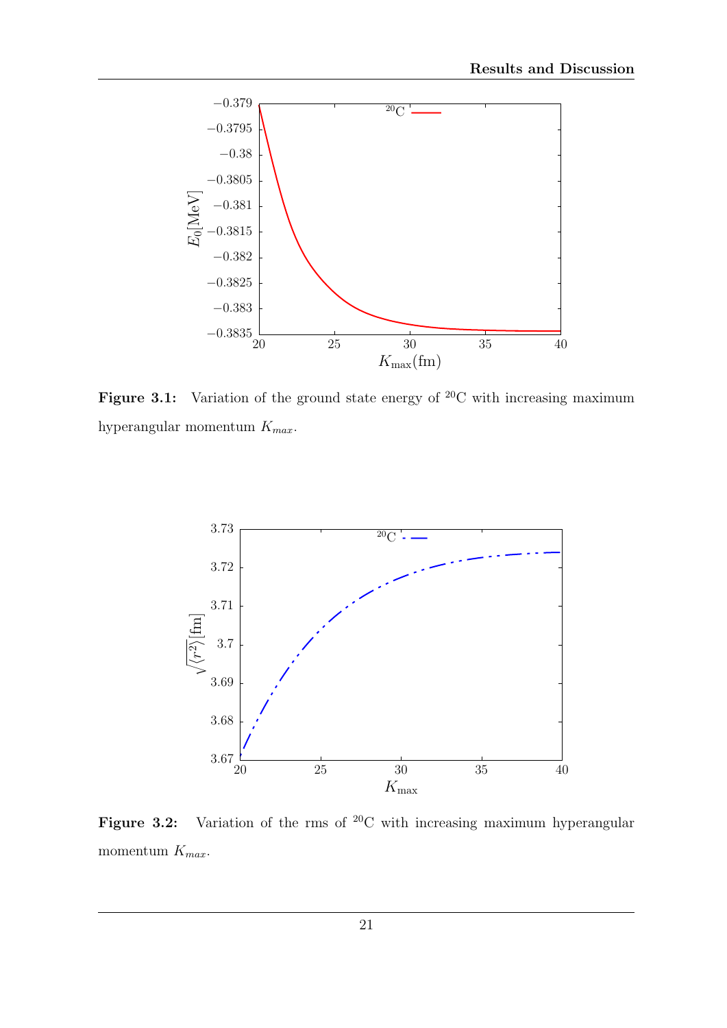**Figure 3.1:** Variation of the ground state energy of $^{20}$C with increasing maximum hyperangular momentum $K_{max}$.

**Figure 3.2:** Variation of the rms of $^{20}$C with increasing maximum hyperangular momentum $K_{max}$.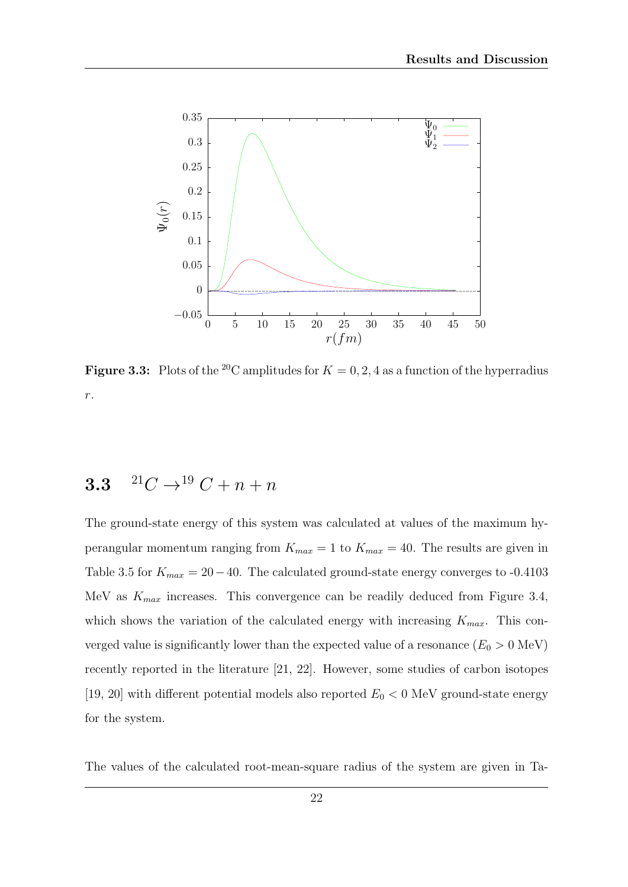**Figure 3.3:** Plots of the $^{20}$C amplitudes for $K = 0, 2, 4$ as a function of the hyperradius $r$.

## 3.3 $^{21}C \rightarrow ^{19}C + n + n$

The ground-state energy of this system was calculated at values of the maximum hyperangular momentum ranging from $K_{max} = 1$ to $K_{max} = 40$. The results are given in Table 3.5 for $K_{max} = 20 - 40$. The calculated ground-state energy converges to -0.4103 MeV as $K_{max}$ increases. This convergence can be readily deduced from Figure 3.4, which shows the variation of the calculated energy with increasing $K_{max}$. This converged value is significantly lower than the expected value of a resonance ($E_0 > 0$ MeV) recently reported in the literature [21, 22]. However, some studies of carbon isotopes [19, 20] with different potential models also reported $E_0 < 0$ MeV ground-state energy for the system.

The values of the calculated root-mean-square radius of the system are given in Ta-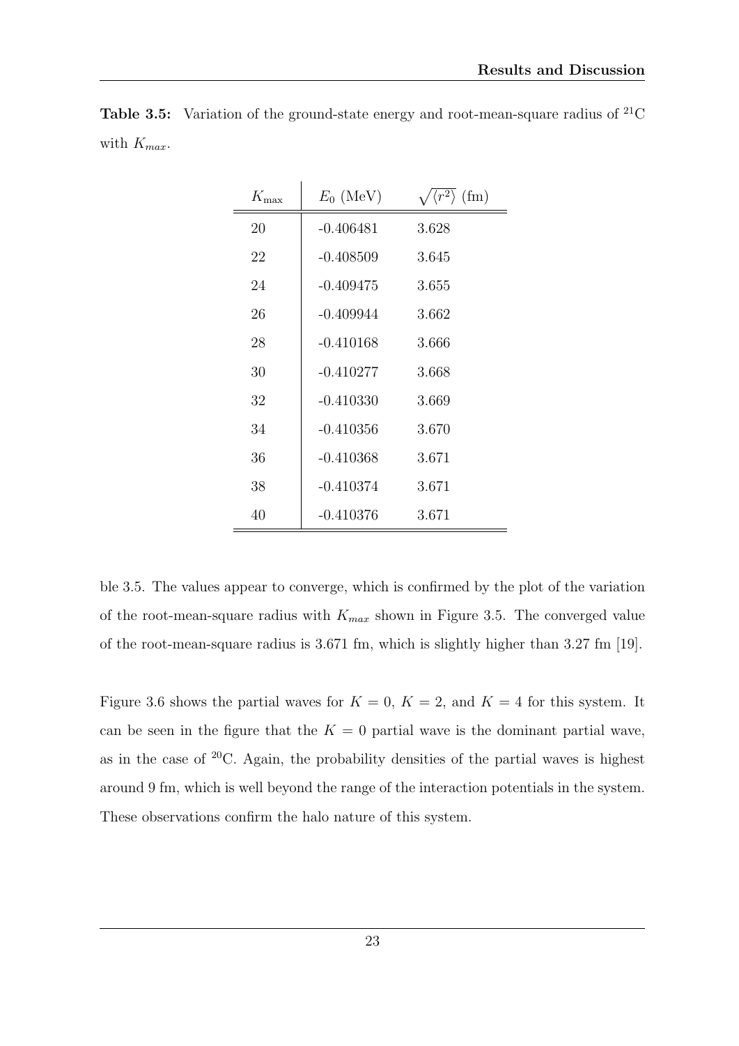**Table 3.5:** Variation of the ground-state energy and root-mean-square radius of $^{21}$C with $K_{max}$.

| $K_{\max}$ | $E_0$ (MeV) | $\sqrt{\langle r^2 \rangle}$ (fm) |
|---|---|---|
| 20 | -0.406481 | 3.628 |
| 22 | -0.408509 | 3.645 |
| 24 | -0.409475 | 3.655 |
| 26 | -0.409944 | 3.662 |
| 28 | -0.410168 | 3.666 |
| 30 | -0.410277 | 3.668 |
| 32 | -0.410330 | 3.669 |
| 34 | -0.410356 | 3.670 |
| 36 | -0.410368 | 3.671 |
| 38 | -0.410374 | 3.671 |
| 40 | -0.410376 | 3.671 |

ble 3.5. The values appear to converge, which is confirmed by the plot of the variation of the root-mean-square radius with $K_{max}$ shown in Figure 3.5. The converged value of the root-mean-square radius is 3.671 fm, which is slightly higher than 3.27 fm [19].

Figure 3.6 shows the partial waves for $K = 0$, $K = 2$, and $K = 4$ for this system. It can be seen in the figure that the $K = 0$ partial wave is the dominant partial wave, as in the case of $^{20}$C. Again, the probability densities of the partial waves is highest around 9 fm, which is well beyond the range of the interaction potentials in the system. These observations confirm the halo nature of this system.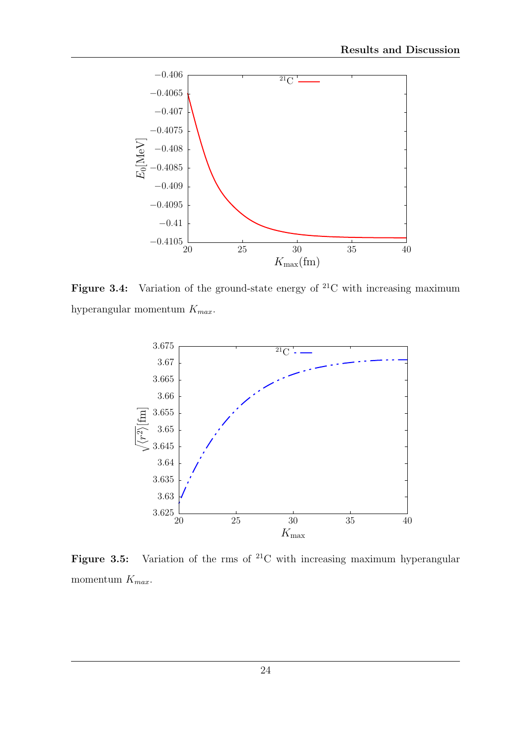**Figure 3.4:** Variation of the ground-state energy of $^{21}$C with increasing maximum hyperangular momentum $K_{max}$.

**Figure 3.5:** Variation of the rms of $^{21}$C with increasing maximum hyperangular momentum $K_{max}$.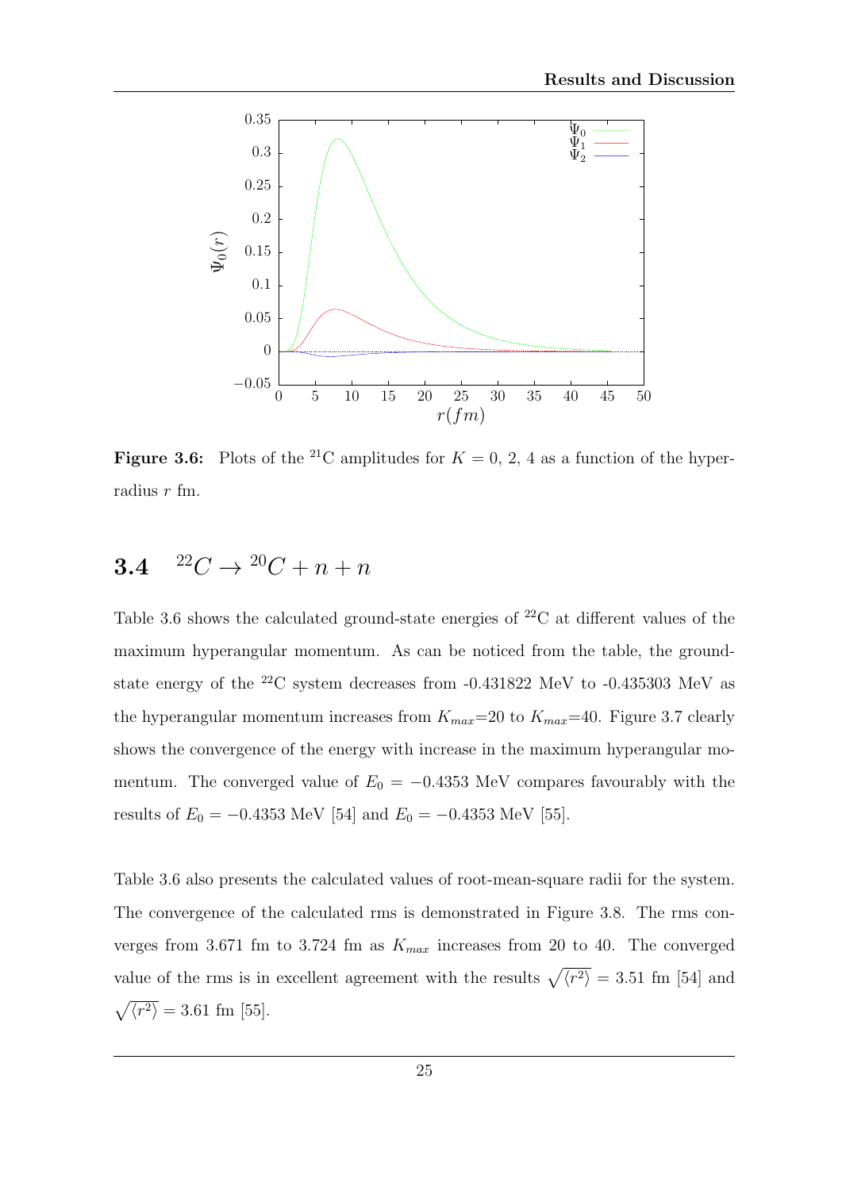Figure 3.6: Plots of the $^{21}$C amplitudes for $K$ = 0, 2, 4 as a function of the hyperradius $r$ fm.

## 3.4 $^{22}C \rightarrow {}^{20}C + n + n$

Table 3.6 shows the calculated ground-state energies of $^{22}$C at different values of the maximum hyperangular momentum. As can be noticed from the table, the ground-state energy of the $^{22}$C system decreases from -0.431822 MeV to -0.435303 MeV as the hyperangular momentum increases from $K_{max}$=20 to $K_{max}$=40. Figure 3.7 clearly shows the convergence of the energy with increase in the maximum hyperangular momentum. The converged value of $E_0 = -0.4353$ MeV compares favourably with the results of $E_0 = -0.4353$ MeV [54] and $E_0 = -0.4353$ MeV [55].

Table 3.6 also presents the calculated values of root-mean-square radii for the system. The convergence of the calculated rms is demonstrated in Figure 3.8. The rms converges from 3.671 fm to 3.724 fm as $K_{max}$ increases from 20 to 40. The converged value of the rms is in excellent agreement with the results $\sqrt{\langle r^2 \rangle} = 3.51$ fm [54] and $\sqrt{\langle r^2 \rangle} = 3.61$ fm [55].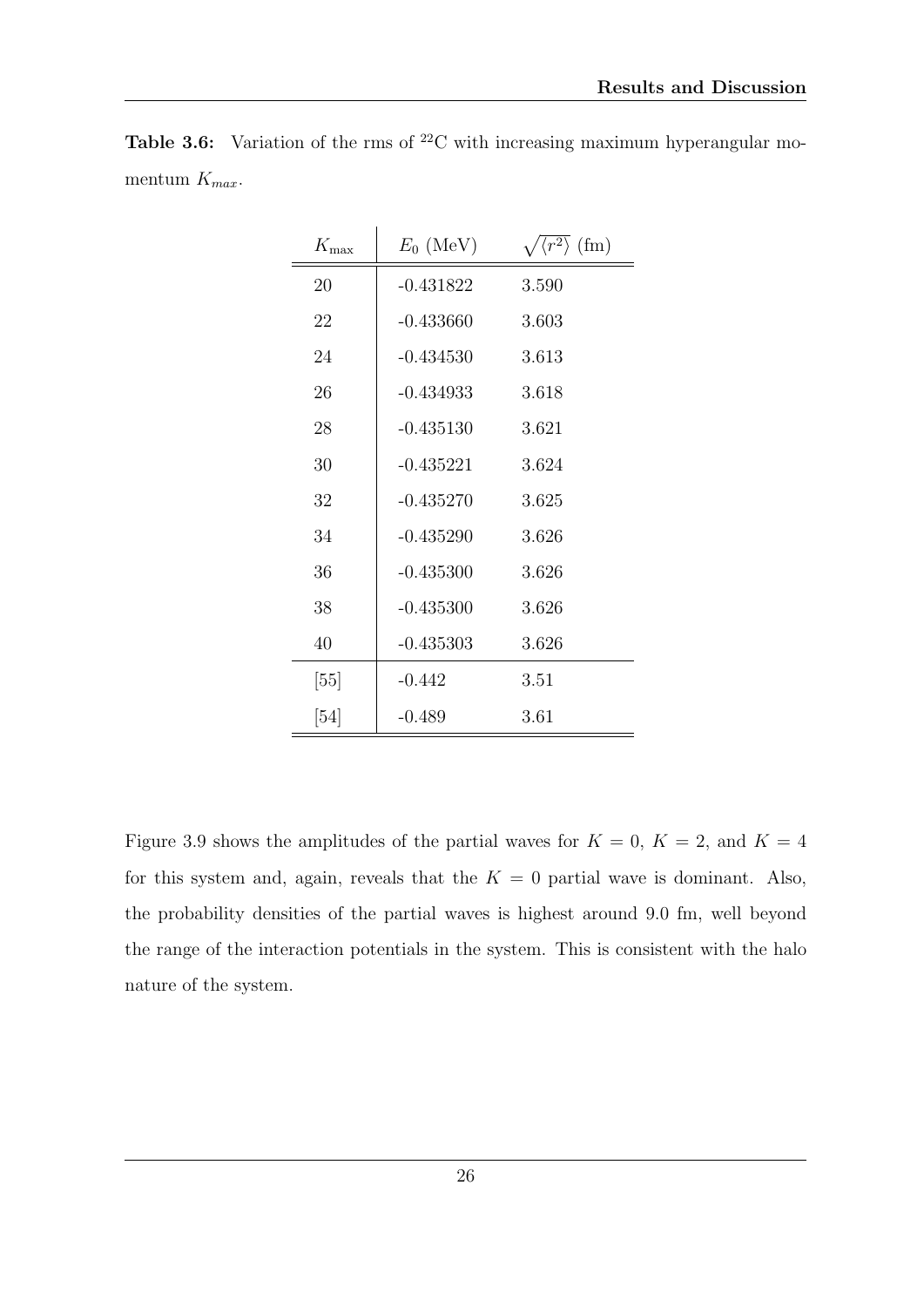**Table 3.6:** Variation of the rms of $^{22}$C with increasing maximum hyperangular momentum $K_{max}$.

| $K_{\max}$ | $E_0$ (MeV) | $\sqrt{\langle r^2 \rangle}$ (fm) |
|---|---|---|
| 20 | -0.431822 | 3.590 |
| 22 | -0.433660 | 3.603 |
| 24 | -0.434530 | 3.613 |
| 26 | -0.434933 | 3.618 |
| 28 | -0.435130 | 3.621 |
| 30 | -0.435221 | 3.624 |
| 32 | -0.435270 | 3.625 |
| 34 | -0.435290 | 3.626 |
| 36 | -0.435300 | 3.626 |
| 38 | -0.435300 | 3.626 |
| 40 | -0.435303 | 3.626 |
| [55] | -0.442 | 3.51 |
| [54] | -0.489 | 3.61 |

Figure 3.9 shows the amplitudes of the partial waves for $K = 0$, $K = 2$, and $K = 4$ for this system and, again, reveals that the $K = 0$ partial wave is dominant. Also, the probability densities of the partial waves is highest around 9.0 fm, well beyond the range of the interaction potentials in the system. This is consistent with the halo nature of the system.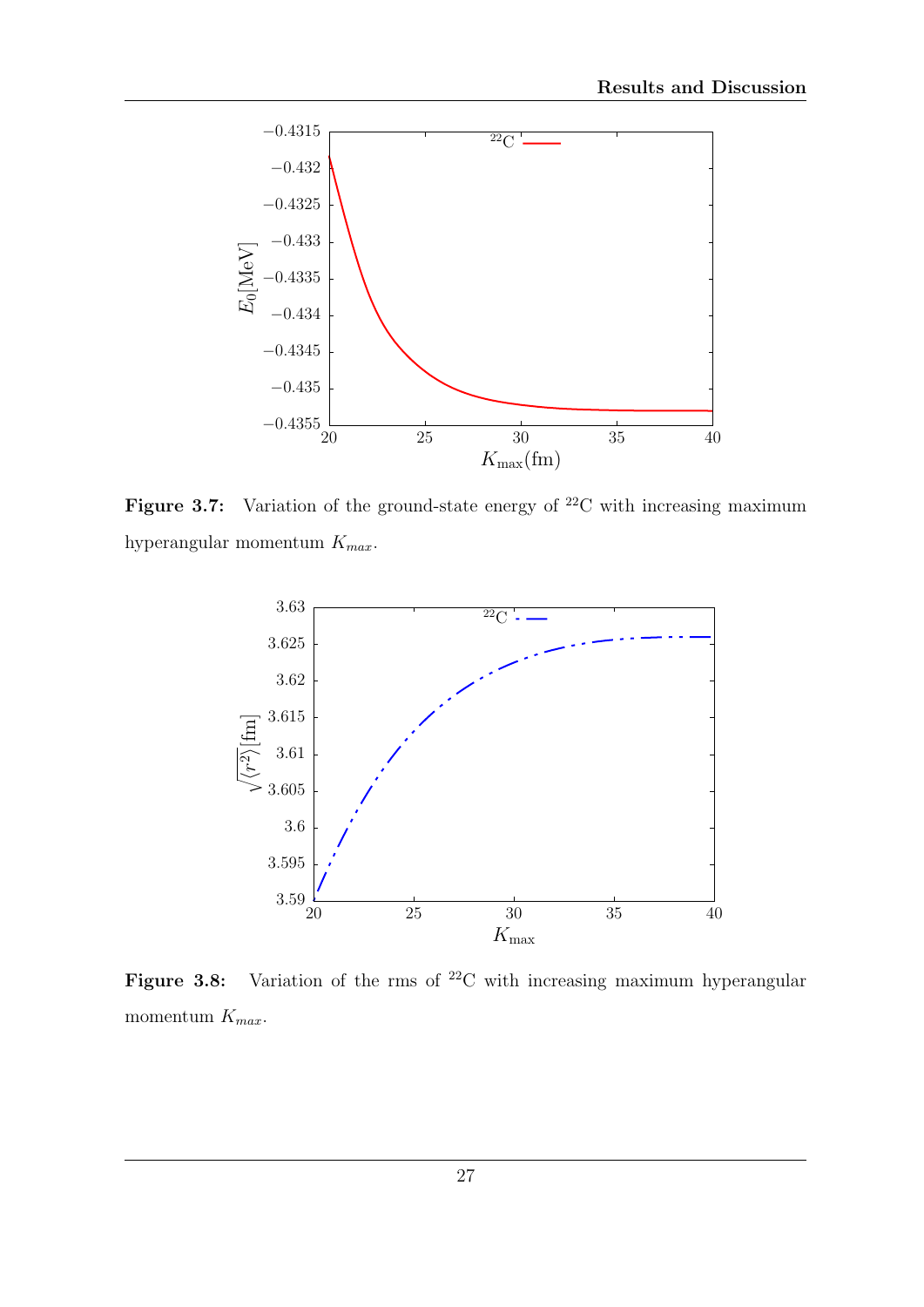**Figure 3.7:** Variation of the ground-state energy of $^{22}$C with increasing maximum hyperangular momentum $K_{max}$.

**Figure 3.8:** Variation of the rms of $^{22}$C with increasing maximum hyperangular momentum $K_{max}$.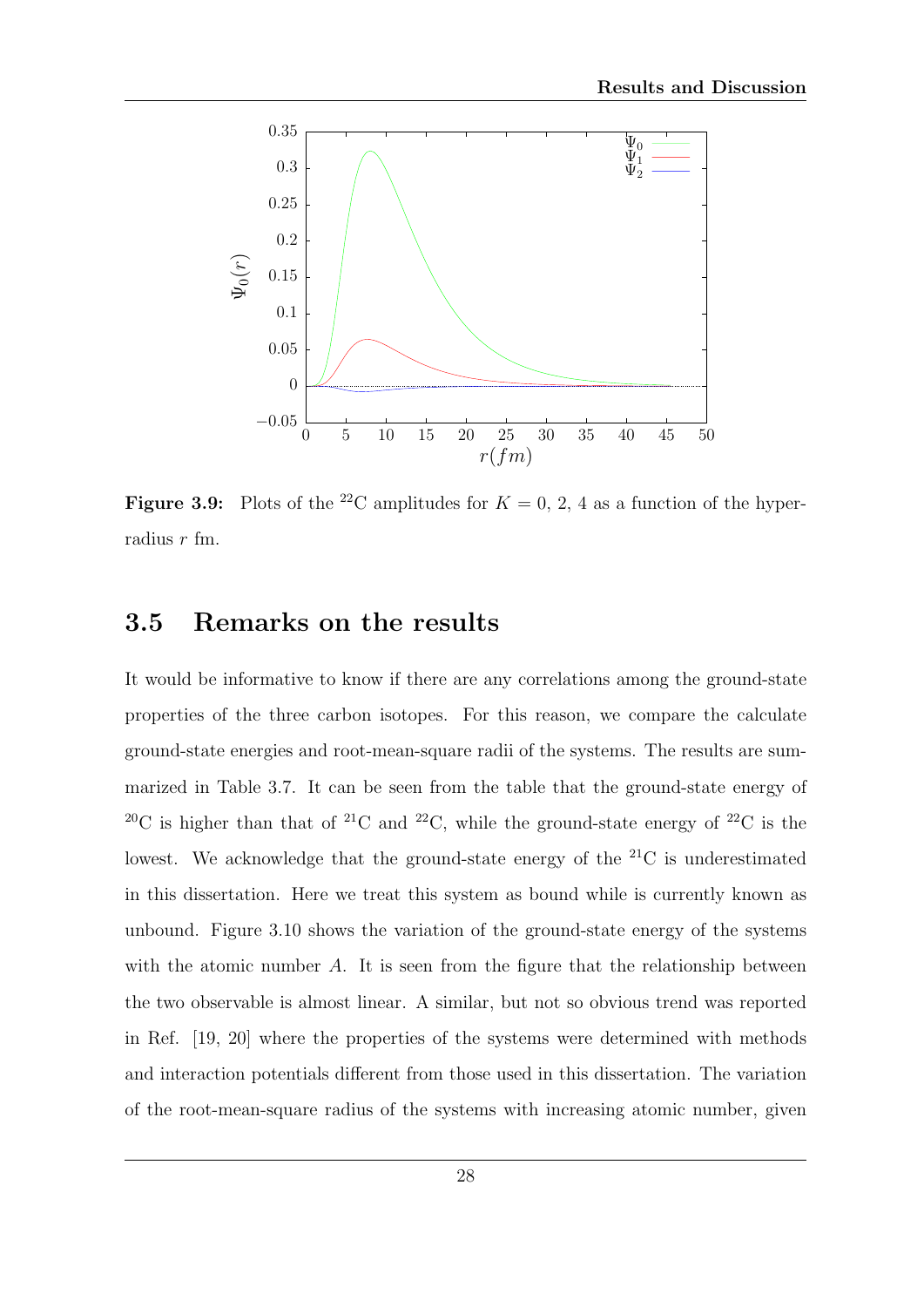**Figure 3.9:** Plots of the $^{22}$C amplitudes for $K = 0, 2, 4$ as a function of the hyper-radius $r$ fm.

## 3.5 Remarks on the results

It would be informative to know if there are any correlations among the ground-state properties of the three carbon isotopes. For this reason, we compare the calculate ground-state energies and root-mean-square radii of the systems. The results are summarized in Table 3.7. It can be seen from the table that the ground-state energy of $^{20}$C is higher than that of $^{21}$C and $^{22}$C, while the ground-state energy of $^{22}$C is the lowest. We acknowledge that the ground-state energy of the $^{21}$C is underestimated in this dissertation. Here we treat this system as bound while is currently known as unbound. Figure 3.10 shows the variation of the ground-state energy of the systems with the atomic number $A$. It is seen from the figure that the relationship between the two observable is almost linear. A similar, but not so obvious trend was reported in Ref. [19, 20] where the properties of the systems were determined with methods and interaction potentials different from those used in this dissertation. The variation of the root-mean-square radius of the systems with increasing atomic number, given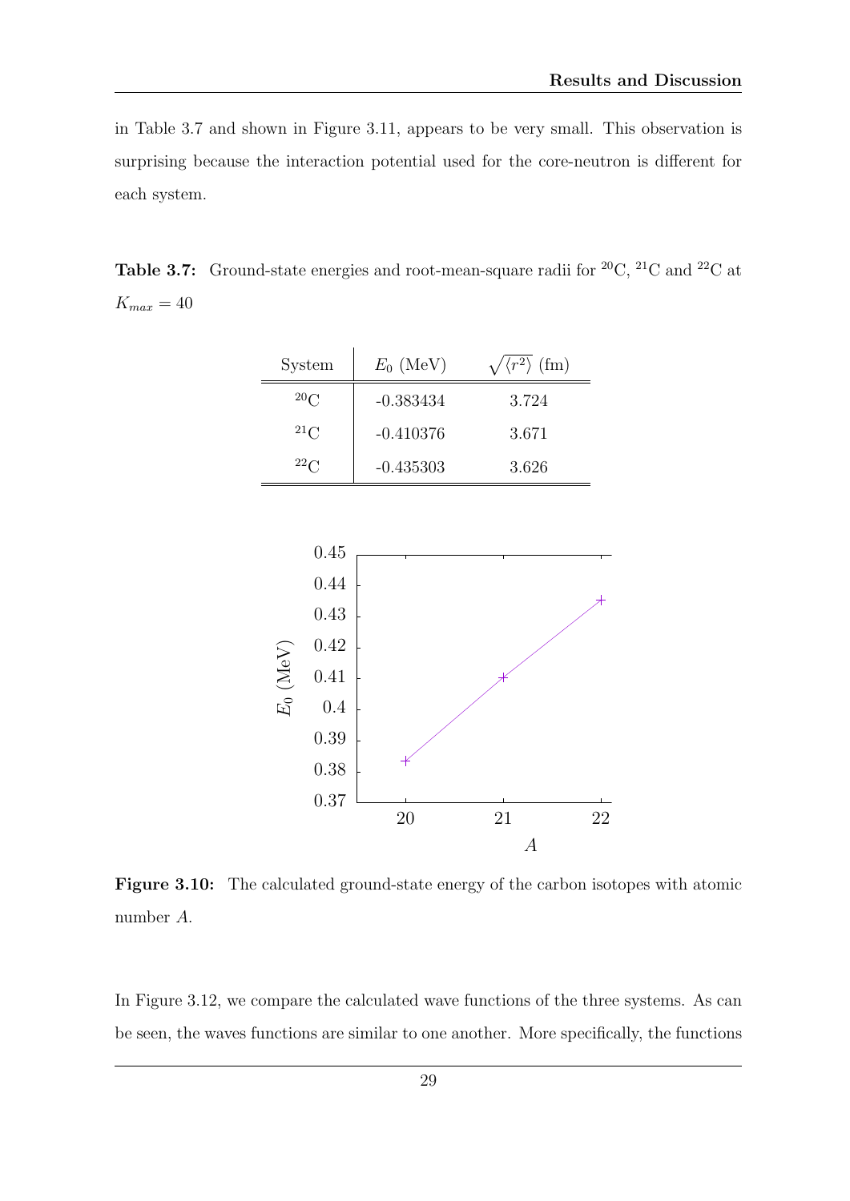in Table 3.7 and shown in Figure 3.11, appears to be very small. This observation is surprising because the interaction potential used for the core-neutron is different for each system.

**Table 3.7:** Ground-state energies and root-mean-square radii for $^{20}$C, $^{21}$C and $^{22}$C at $K_{max} = 40$

| System | $E_0$ (MeV) | $\sqrt{\langle r^2 \rangle}$ (fm) |
|---|---|---|
| $^{20}$C | -0.383434 | 3.724 |
| $^{21}$C | -0.410376 | 3.671 |
| $^{22}$C | -0.435303 | 3.626 |

**Figure 3.10:** The calculated ground-state energy of the carbon isotopes with atomic number $A$.

In Figure 3.12, we compare the calculated wave functions of the three systems. As can be seen, the waves functions are similar to one another. More specifically, the functions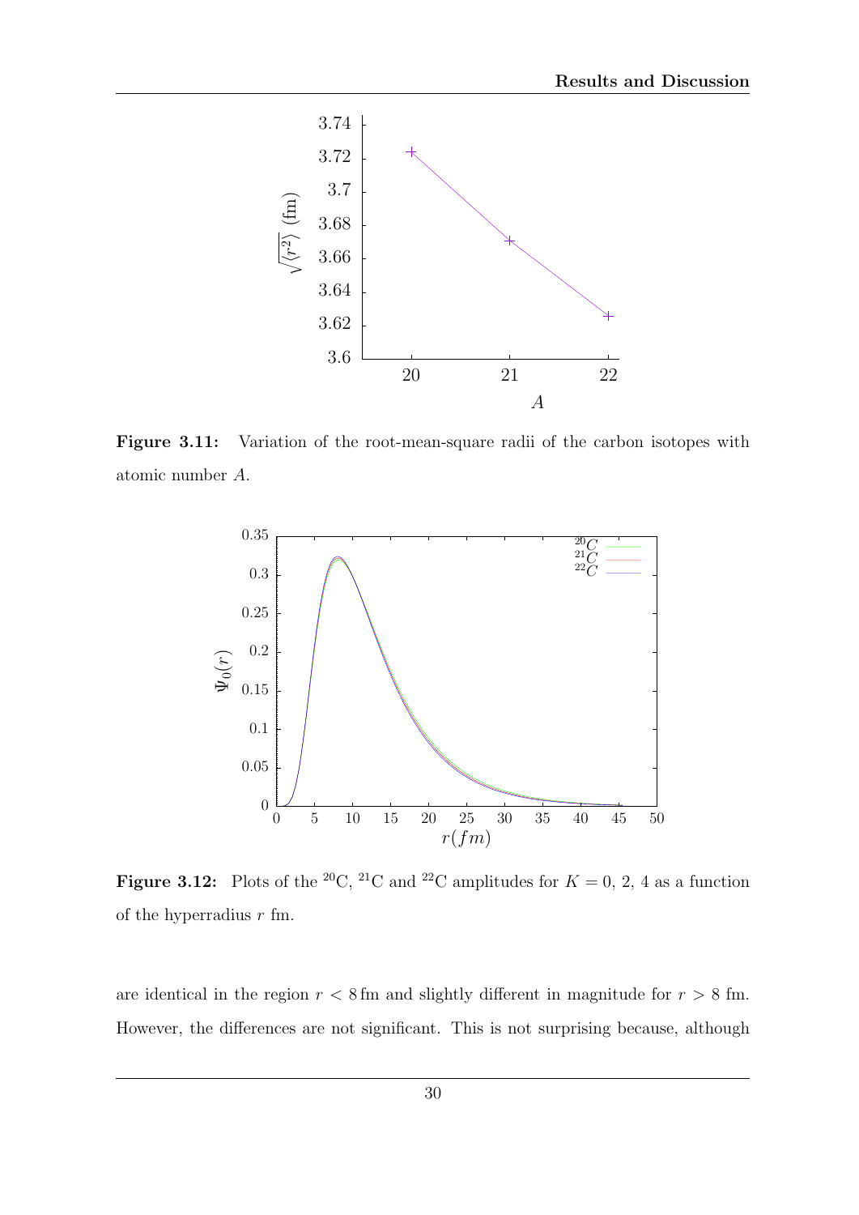**Figure 3.11:** Variation of the root-mean-square radii of the carbon isotopes with atomic number $A$.

**Figure 3.12:** Plots of the $^{20}$C, $^{21}$C and $^{22}$C amplitudes for $K = 0$, 2, 4 as a function of the hyperradius $r$ fm.

are identical in the region $r < 8$ fm and slightly different in magnitude for $r > 8$ fm. However, the differences are not significant. This is not surprising because, although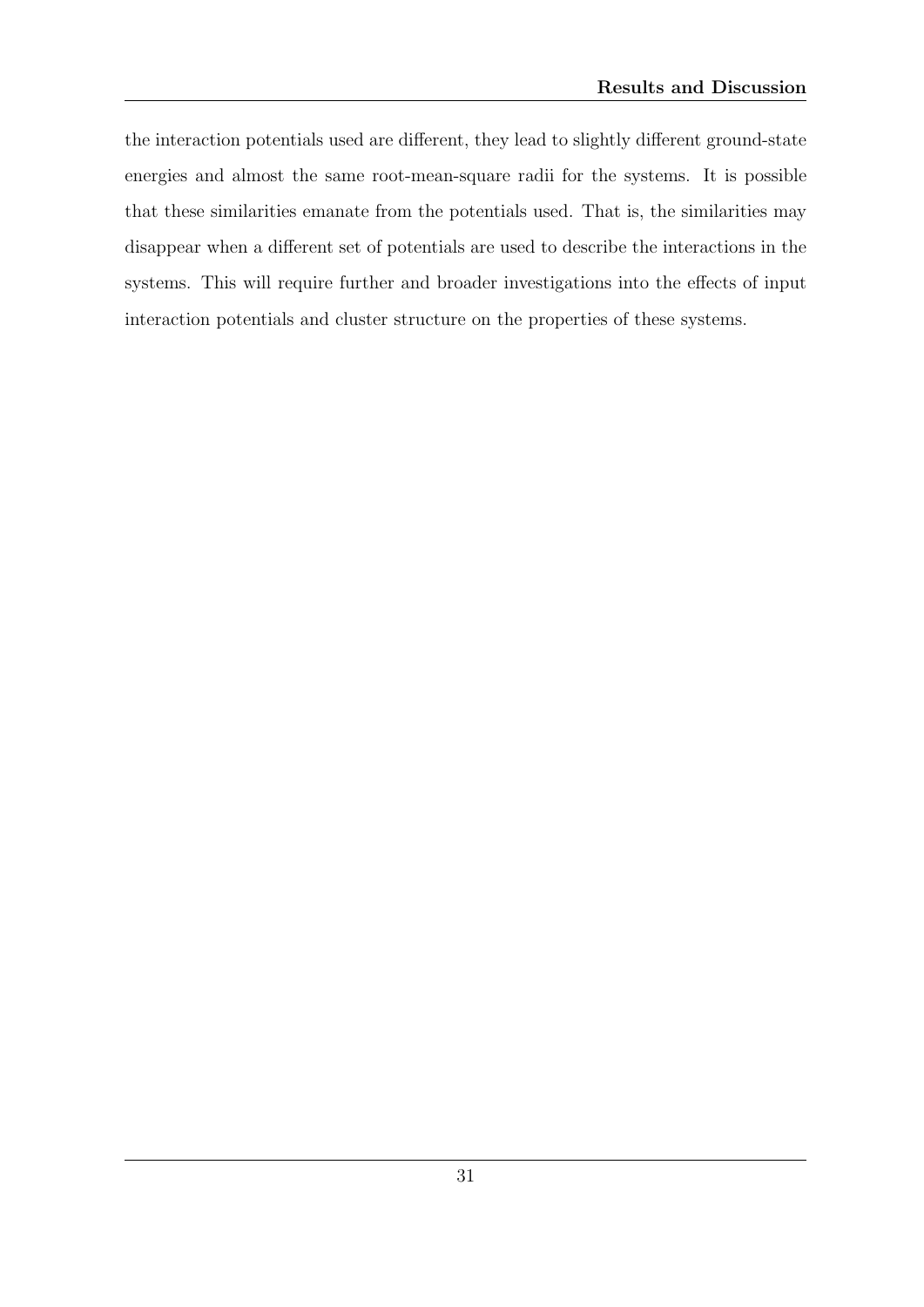the interaction potentials used are different, they lead to slightly different ground-state energies and almost the same root-mean-square radii for the systems. It is possible that these similarities emanate from the potentials used. That is, the similarities may disappear when a different set of potentials are used to describe the interactions in the systems. This will require further and broader investigations into the effects of input interaction potentials and cluster structure on the properties of these systems.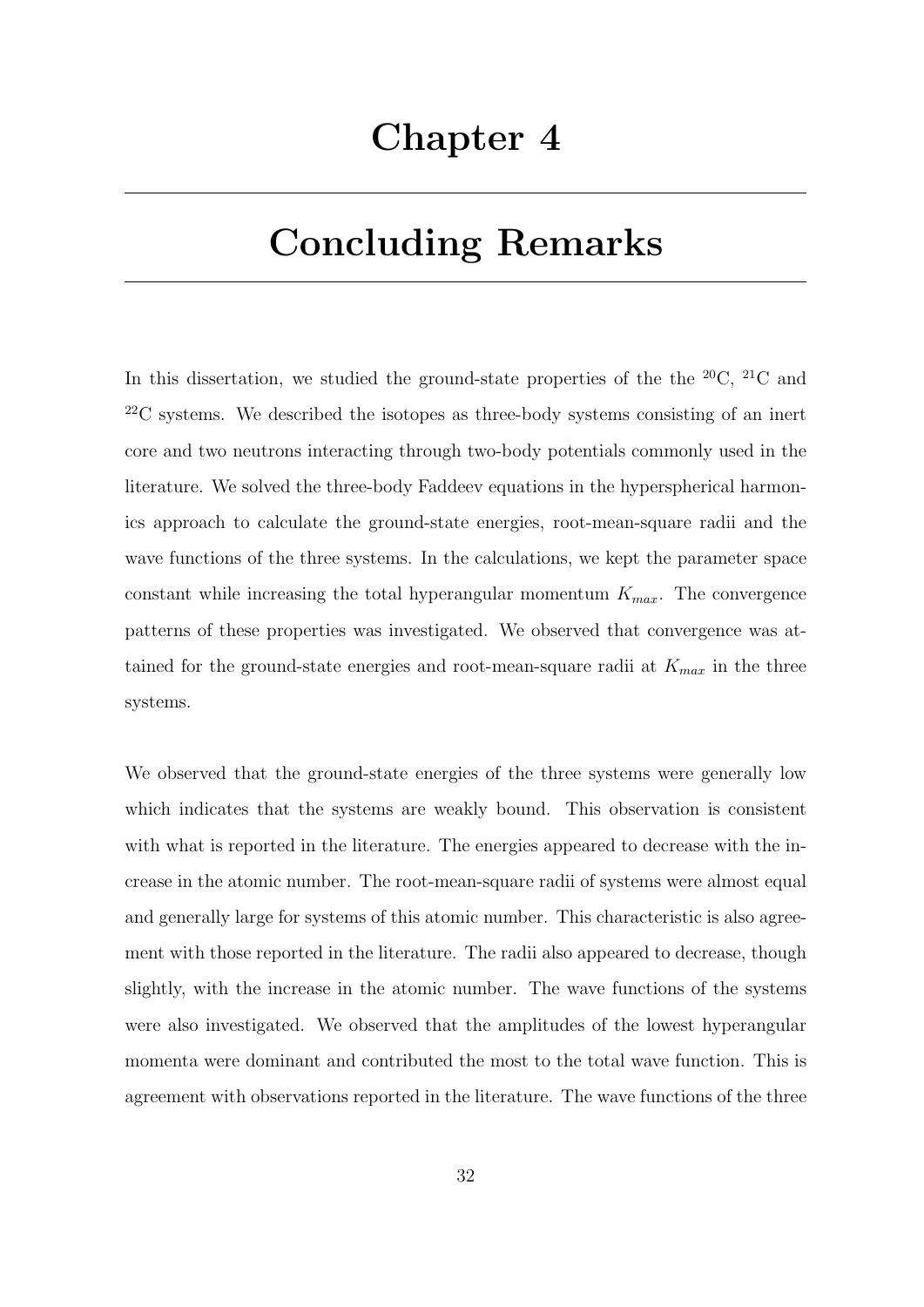# Chapter 4

# Concluding Remarks

In this dissertation, we studied the ground-state properties of the the $^{20}$C, $^{21}$C and $^{22}$C systems. We described the isotopes as three-body systems consisting of an inert core and two neutrons interacting through two-body potentials commonly used in the literature. We solved the three-body Faddeev equations in the hyperspherical harmonics approach to calculate the ground-state energies, root-mean-square radii and the wave functions of the three systems. In the calculations, we kept the parameter space constant while increasing the total hyperangular momentum $K_{max}$. The convergence patterns of these properties was investigated. We observed that convergence was attained for the ground-state energies and root-mean-square radii at $K_{max}$ in the three systems.

We observed that the ground-state energies of the three systems were generally low which indicates that the systems are weakly bound. This observation is consistent with what is reported in the literature. The energies appeared to decrease with the increase in the atomic number. The root-mean-square radii of systems were almost equal and generally large for systems of this atomic number. This characteristic is also agreement with those reported in the literature. The radii also appeared to decrease, though slightly, with the increase in the atomic number. The wave functions of the systems were also investigated. We observed that the amplitudes of the lowest hyperangular momenta were dominant and contributed the most to the total wave function. This is agreement with observations reported in the literature. The wave functions of the three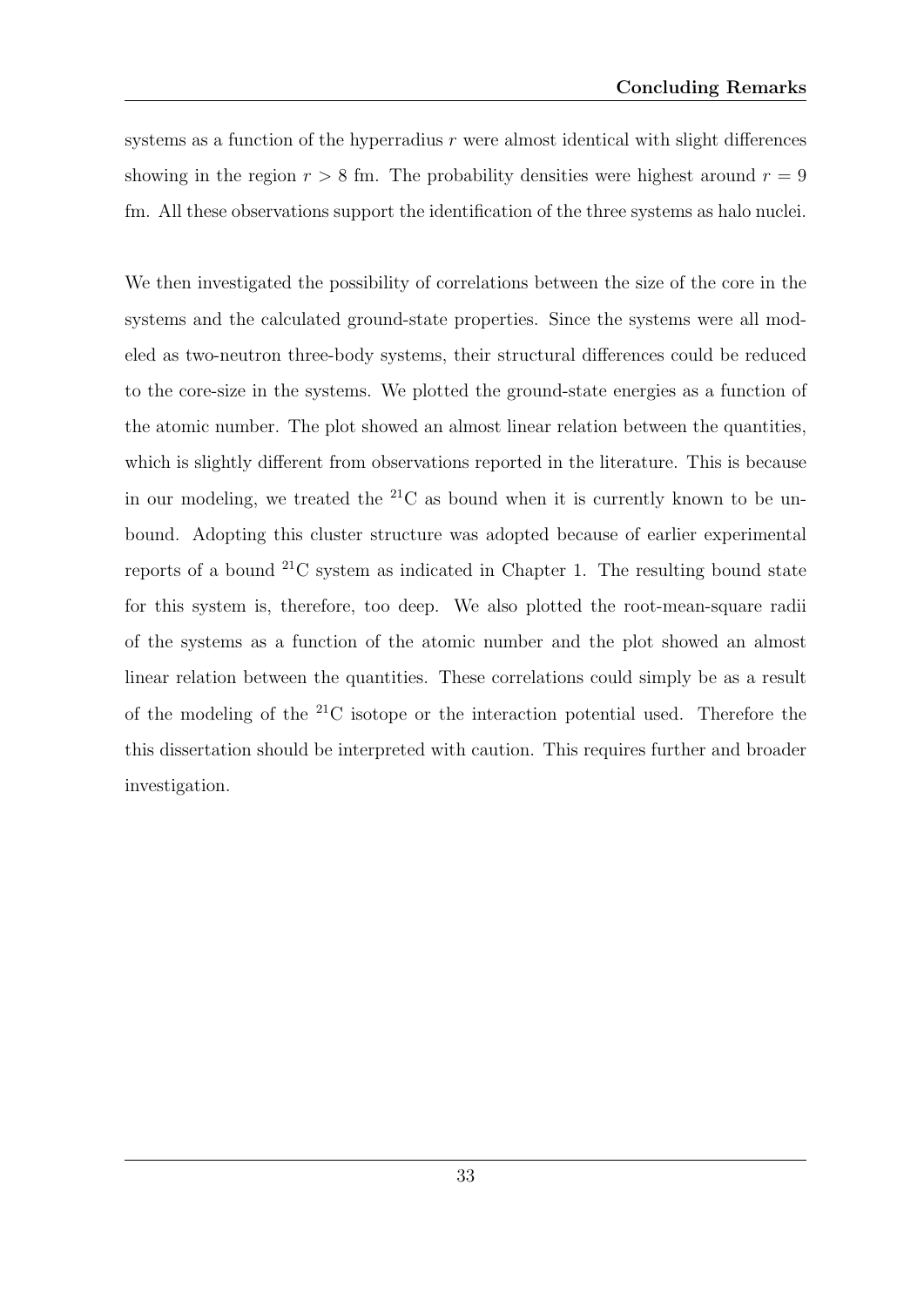systems as a function of the hyperradius $r$ were almost identical with slight differences showing in the region $r > 8$ fm. The probability densities were highest around $r = 9$ fm. All these observations support the identification of the three systems as halo nuclei.

We then investigated the possibility of correlations between the size of the core in the systems and the calculated ground-state properties. Since the systems were all modeled as two-neutron three-body systems, their structural differences could be reduced to the core-size in the systems. We plotted the ground-state energies as a function of the atomic number. The plot showed an almost linear relation between the quantities, which is slightly different from observations reported in the literature. This is because in our modeling, we treated the $^{21}$C as bound when it is currently known to be unbound. Adopting this cluster structure was adopted because of earlier experimental reports of a bound $^{21}$C system as indicated in Chapter 1. The resulting bound state for this system is, therefore, too deep. We also plotted the root-mean-square radii of the systems as a function of the atomic number and the plot showed an almost linear relation between the quantities. These correlations could simply be as a result of the modeling of the $^{21}$C isotope or the interaction potential used. Therefore the this dissertation should be interpreted with caution. This requires further and broader investigation.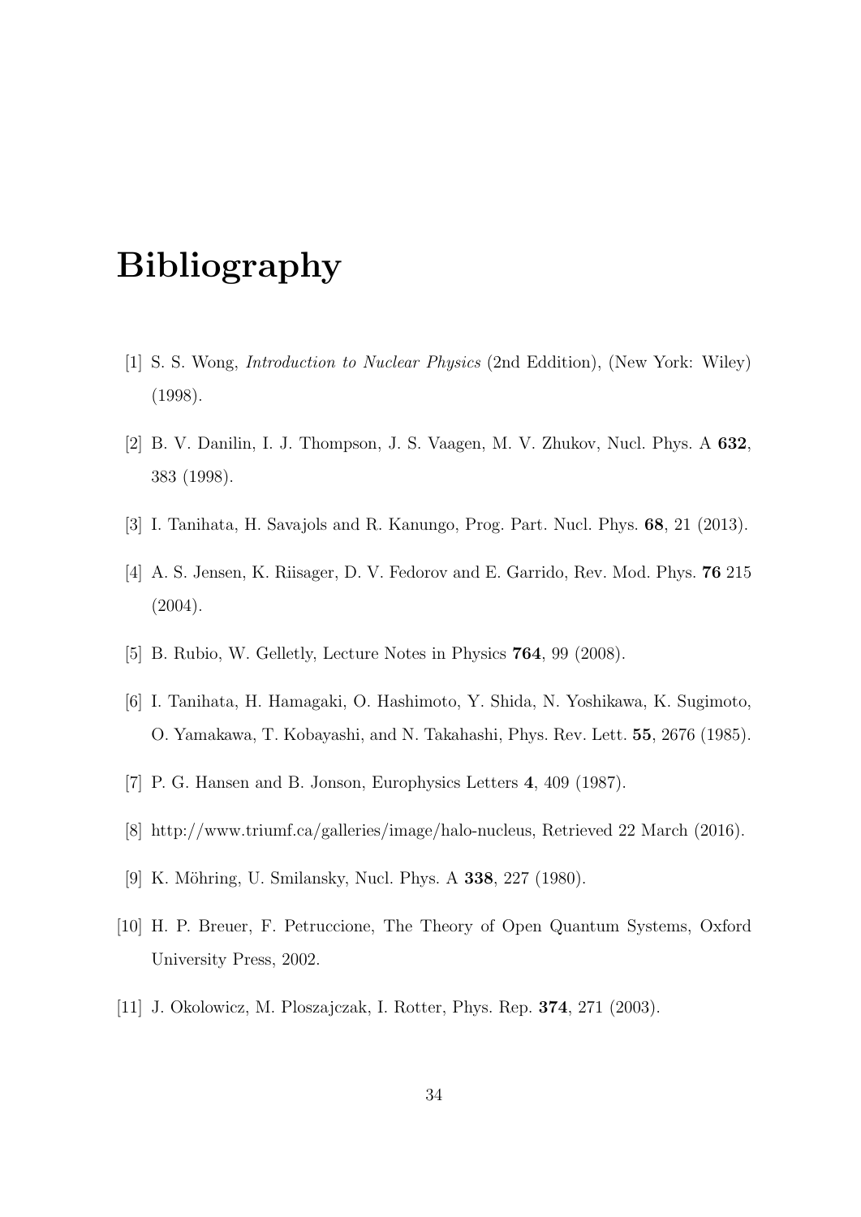# Bibliography

[1] S. S. Wong, *Introduction to Nuclear Physics* (2nd Eddition), (New York: Wiley) (1998).

[2] B. V. Danilin, I. J. Thompson, J. S. Vaagen, M. V. Zhukov, Nucl. Phys. A **632**, 383 (1998).

[3] I. Tanihata, H. Savajols and R. Kanungo, Prog. Part. Nucl. Phys. **68**, 21 (2013).

[4] A. S. Jensen, K. Riisager, D. V. Fedorov and E. Garrido, Rev. Mod. Phys. **76** 215 (2004).

[5] B. Rubio, W. Gelletly, Lecture Notes in Physics **764**, 99 (2008).

[6] I. Tanihata, H. Hamagaki, O. Hashimoto, Y. Shida, N. Yoshikawa, K. Sugimoto, O. Yamakawa, T. Kobayashi, and N. Takahashi, Phys. Rev. Lett. **55**, 2676 (1985).

[7] P. G. Hansen and B. Jonson, Europhysics Letters **4**, 409 (1987).

[8] http://www.triumf.ca/galleries/image/halo-nucleus, Retrieved 22 March (2016).

[9] K. Möhring, U. Smilansky, Nucl. Phys. A **338**, 227 (1980).

[10] H. P. Breuer, F. Petruccione, The Theory of Open Quantum Systems, Oxford University Press, 2002.

[11] J. Okolowicz, M. Ploszajczak, I. Rotter, Phys. Rep. **374**, 271 (2003).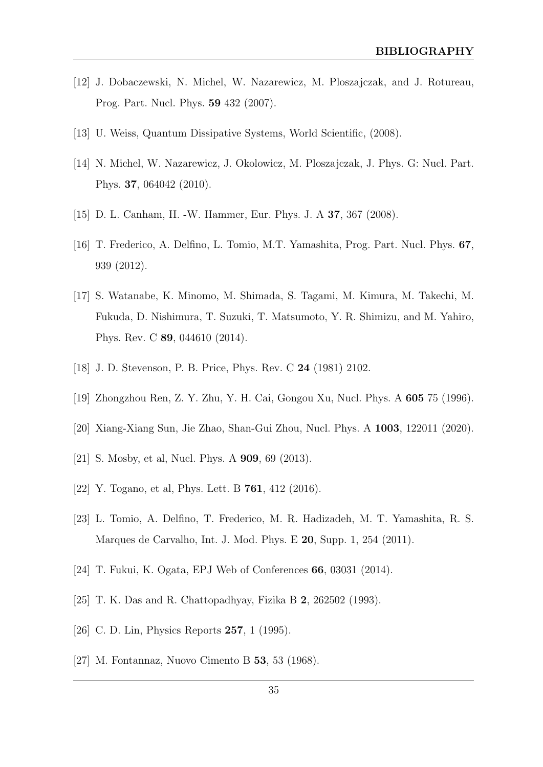[12] J. Dobaczewski, N. Michel, W. Nazarewicz, M. Ploszajczak, and J. Rotureau, Prog. Part. Nucl. Phys. **59** 432 (2007).

[13] U. Weiss, Quantum Dissipative Systems, World Scientific, (2008).

[14] N. Michel, W. Nazarewicz, J. Okolowicz, M. Ploszajczak, J. Phys. G: Nucl. Part. Phys. **37**, 064042 (2010).

[15] D. L. Canham, H. -W. Hammer, Eur. Phys. J. A **37**, 367 (2008).

[16] T. Frederico, A. Delfino, L. Tomio, M.T. Yamashita, Prog. Part. Nucl. Phys. **67**, 939 (2012).

[17] S. Watanabe, K. Minomo, M. Shimada, S. Tagami, M. Kimura, M. Takechi, M. Fukuda, D. Nishimura, T. Suzuki, T. Matsumoto, Y. R. Shimizu, and M. Yahiro, Phys. Rev. C **89**, 044610 (2014).

[18] J. D. Stevenson, P. B. Price, Phys. Rev. C **24** (1981) 2102.

[19] Zhongzhou Ren, Z. Y. Zhu, Y. H. Cai, Gongou Xu, Nucl. Phys. A **605** 75 (1996).

[20] Xiang-Xiang Sun, Jie Zhao, Shan-Gui Zhou, Nucl. Phys. A **1003**, 122011 (2020).

[21] S. Mosby, et al, Nucl. Phys. A **909**, 69 (2013).

[22] Y. Togano, et al, Phys. Lett. B **761**, 412 (2016).

[23] L. Tomio, A. Delfino, T. Frederico, M. R. Hadizadeh, M. T. Yamashita, R. S. Marques de Carvalho, Int. J. Mod. Phys. E **20**, Supp. 1, 254 (2011).

[24] T. Fukui, K. Ogata, EPJ Web of Conferences **66**, 03031 (2014).

[25] T. K. Das and R. Chattopadhyay, Fizika B **2**, 262502 (1993).

[26] C. D. Lin, Physics Reports **257**, 1 (1995).

[27] M. Fontannaz, Nuovo Cimento B **53**, 53 (1968).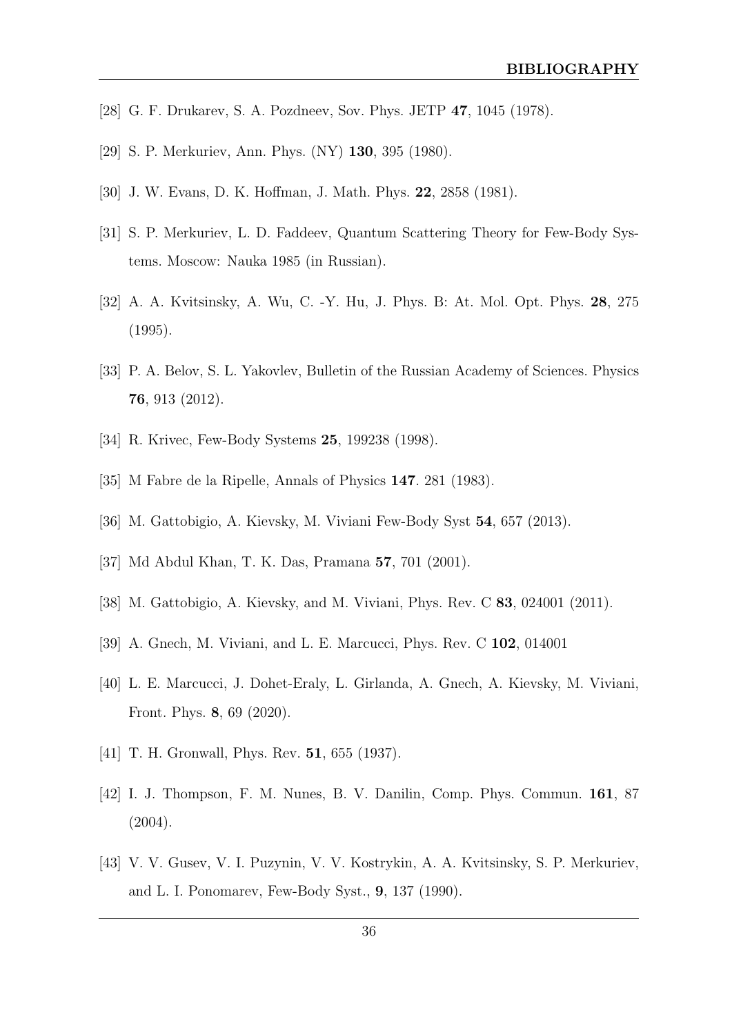[28] G. F. Drukarev, S. A. Pozdneev, Sov. Phys. JETP **47**, 1045 (1978).

[29] S. P. Merkuriev, Ann. Phys. (NY) **130**, 395 (1980).

[30] J. W. Evans, D. K. Hoffman, J. Math. Phys. **22**, 2858 (1981).

[31] S. P. Merkuriev, L. D. Faddeev, Quantum Scattering Theory for Few-Body Systems. Moscow: Nauka 1985 (in Russian).

[32] A. A. Kvitsinsky, A. Wu, C. -Y. Hu, J. Phys. B: At. Mol. Opt. Phys. **28**, 275 (1995).

[33] P. A. Belov, S. L. Yakovlev, Bulletin of the Russian Academy of Sciences. Physics **76**, 913 (2012).

[34] R. Krivec, Few-Body Systems **25**, 199238 (1998).

[35] M Fabre de la Ripelle, Annals of Physics **147**. 281 (1983).

[36] M. Gattobigio, A. Kievsky, M. Viviani Few-Body Syst **54**, 657 (2013).

[37] Md Abdul Khan, T. K. Das, Pramana **57**, 701 (2001).

[38] M. Gattobigio, A. Kievsky, and M. Viviani, Phys. Rev. C **83**, 024001 (2011).

[39] A. Gnech, M. Viviani, and L. E. Marcucci, Phys. Rev. C **102**, 014001

[40] L. E. Marcucci, J. Dohet-Eraly, L. Girlanda, A. Gnech, A. Kievsky, M. Viviani, Front. Phys. **8**, 69 (2020).

[41] T. H. Gronwall, Phys. Rev. **51**, 655 (1937).

[42] I. J. Thompson, F. M. Nunes, B. V. Danilin, Comp. Phys. Commun. **161**, 87 (2004).

[43] V. V. Gusev, V. I. Puzynin, V. V. Kostrykin, A. A. Kvitsinsky, S. P. Merkuriev, and L. I. Ponomarev, Few-Body Syst., **9**, 137 (1990).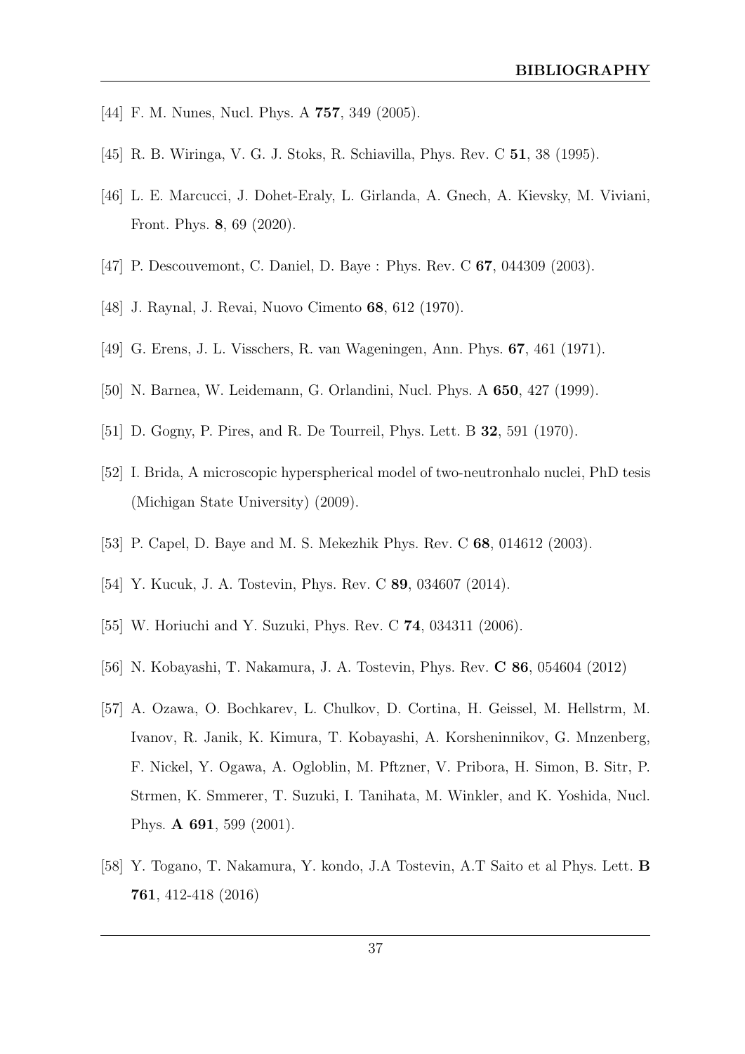[44] F. M. Nunes, Nucl. Phys. A **757**, 349 (2005).

[45] R. B. Wiringa, V. G. J. Stoks, R. Schiavilla, Phys. Rev. C **51**, 38 (1995).

[46] L. E. Marcucci, J. Dohet-Eraly, L. Girlanda, A. Gnech, A. Kievsky, M. Viviani, Front. Phys. **8**, 69 (2020).

[47] P. Descouvemont, C. Daniel, D. Baye : Phys. Rev. C **67**, 044309 (2003).

[48] J. Raynal, J. Revai, Nuovo Cimento **68**, 612 (1970).

[49] G. Erens, J. L. Visschers, R. van Wageningen, Ann. Phys. **67**, 461 (1971).

[50] N. Barnea, W. Leidemann, G. Orlandini, Nucl. Phys. A **650**, 427 (1999).

[51] D. Gogny, P. Pires, and R. De Tourreil, Phys. Lett. B **32**, 591 (1970).

[52] I. Brida, A microscopic hyperspherical model of two-neutronhalo nuclei, PhD tesis (Michigan State University) (2009).

[53] P. Capel, D. Baye and M. S. Mekezhik Phys. Rev. C **68**, 014612 (2003).

[54] Y. Kucuk, J. A. Tostevin, Phys. Rev. C **89**, 034607 (2014).

[55] W. Horiuchi and Y. Suzuki, Phys. Rev. C **74**, 034311 (2006).

[56] N. Kobayashi, T. Nakamura, J. A. Tostevin, Phys. Rev. **C 86**, 054604 (2012)

[57] A. Ozawa, O. Bochkarev, L. Chulkov, D. Cortina, H. Geissel, M. Hellstrm, M. Ivanov, R. Janik, K. Kimura, T. Kobayashi, A. Korsheninnikov, G. Mnzenberg, F. Nickel, Y. Ogawa, A. Ogloblin, M. Pftzner, V. Pribora, H. Simon, B. Sitr, P. Strmen, K. Smmerer, T. Suzuki, I. Tanihata, M. Winkler, and K. Yoshida, Nucl. Phys. **A 691**, 599 (2001).

[58] Y. Togano, T. Nakamura, Y. kondo, J.A Tostevin, A.T Saito et al Phys. Lett. **B 761**, 412-418 (2016)